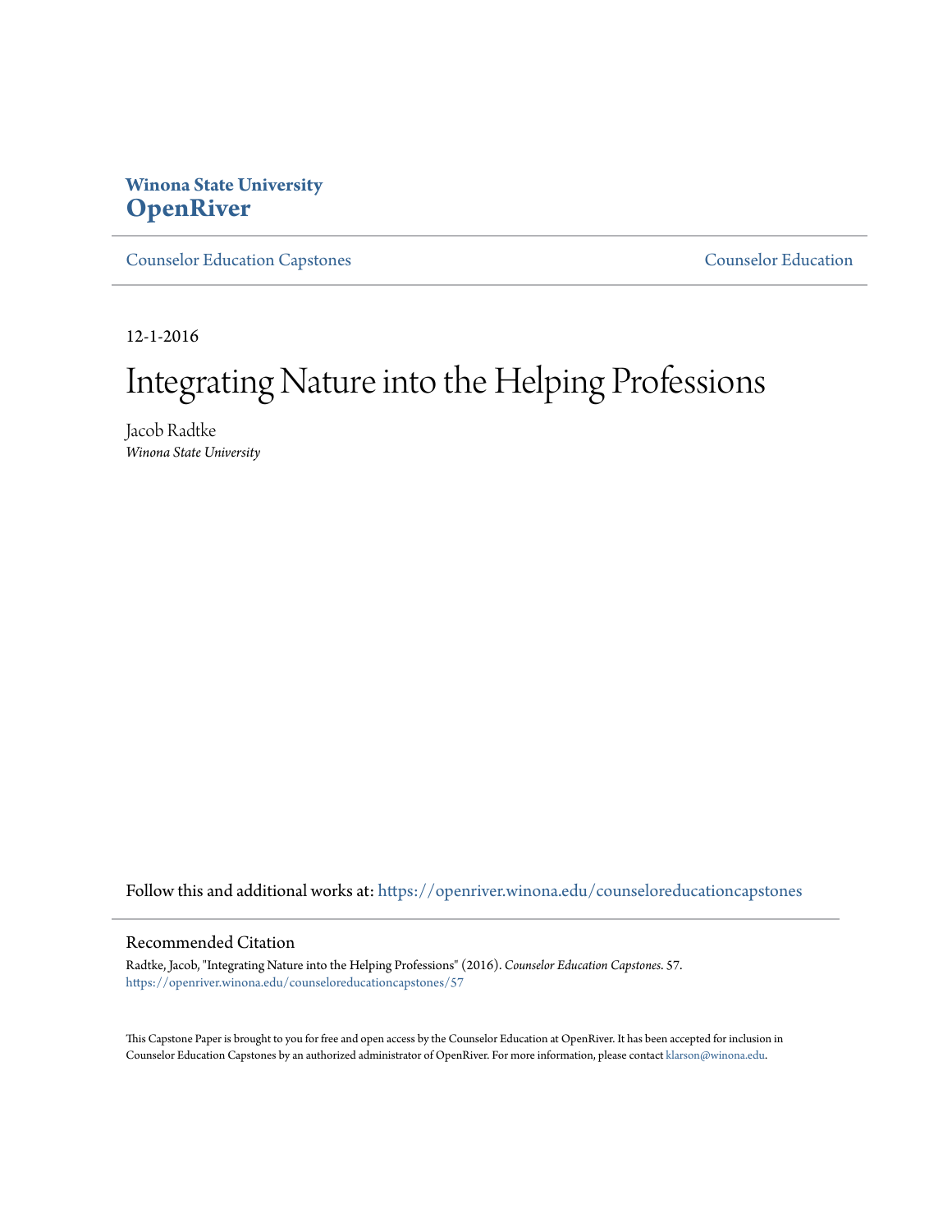**Winona State University**
**OpenRiver**

Counselor Education Capstones | Counselor Education

12-1-2016

# Integrating Nature into the Helping Professions

Jacob Radtke
*Winona State University*

Follow this and additional works at: https://openriver.winona.edu/counseloreducationcapstones

## Recommended Citation

Radtke, Jacob, "Integrating Nature into the Helping Professions" (2016). *Counselor Education Capstones*. 57.
https://openriver.winona.edu/counseloreducationcapstones/57

This Capstone Paper is brought to you for free and open access by the Counselor Education at OpenRiver. It has been accepted for inclusion in Counselor Education Capstones by an authorized administrator of OpenRiver. For more information, please contact klarson@winona.edu.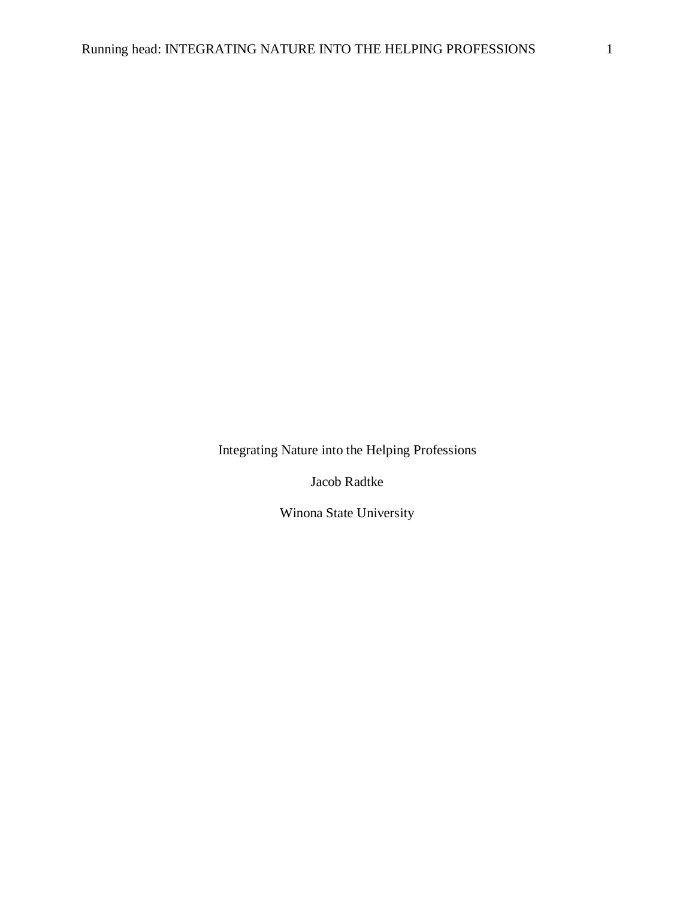# Integrating Nature into the Helping Professions

Jacob Radtke

Winona State University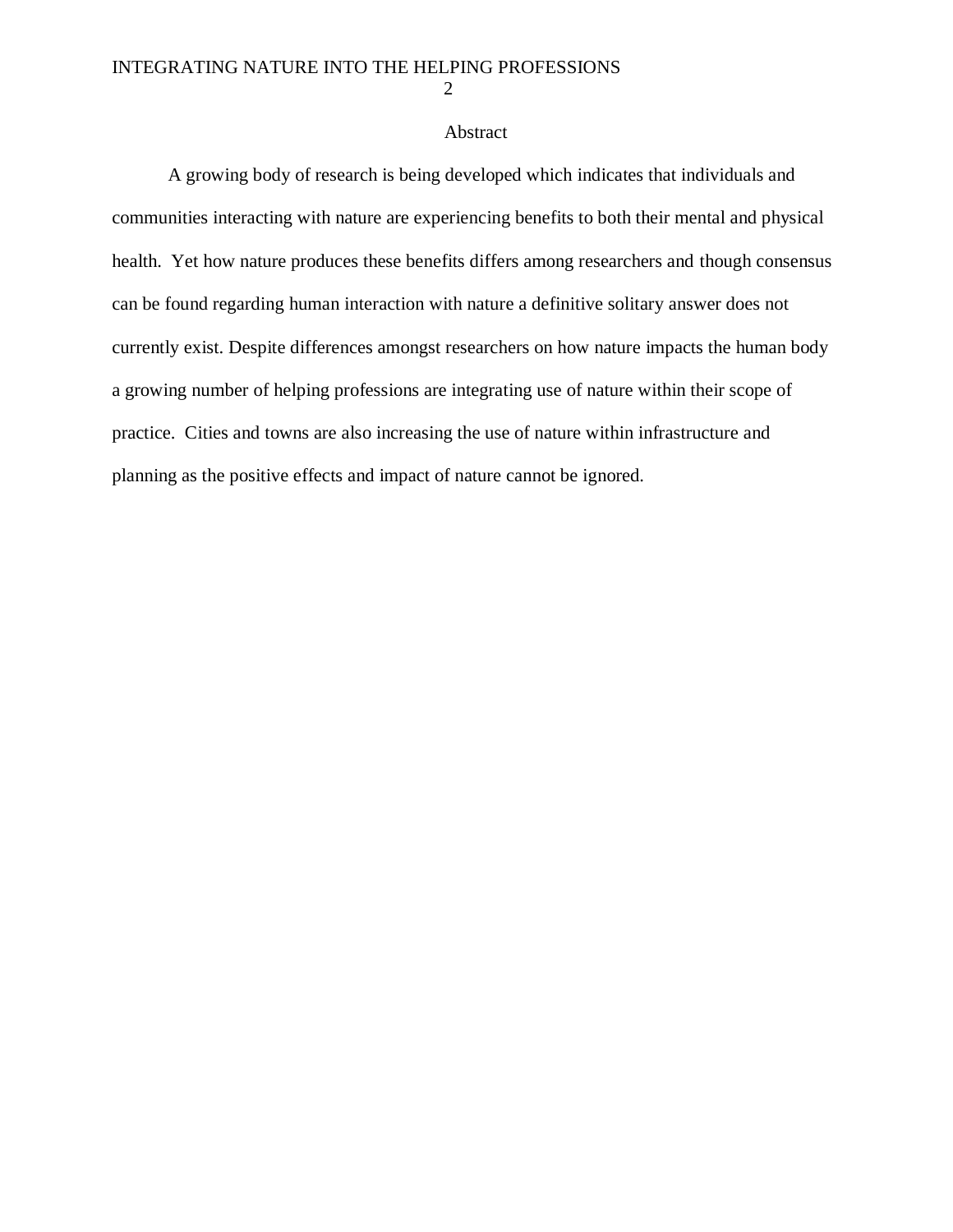# Abstract

A growing body of research is being developed which indicates that individuals and communities interacting with nature are experiencing benefits to both their mental and physical health. Yet how nature produces these benefits differs among researchers and though consensus can be found regarding human interaction with nature a definitive solitary answer does not currently exist. Despite differences amongst researchers on how nature impacts the human body a growing number of helping professions are integrating use of nature within their scope of practice. Cities and towns are also increasing the use of nature within infrastructure and planning as the positive effects and impact of nature cannot be ignored.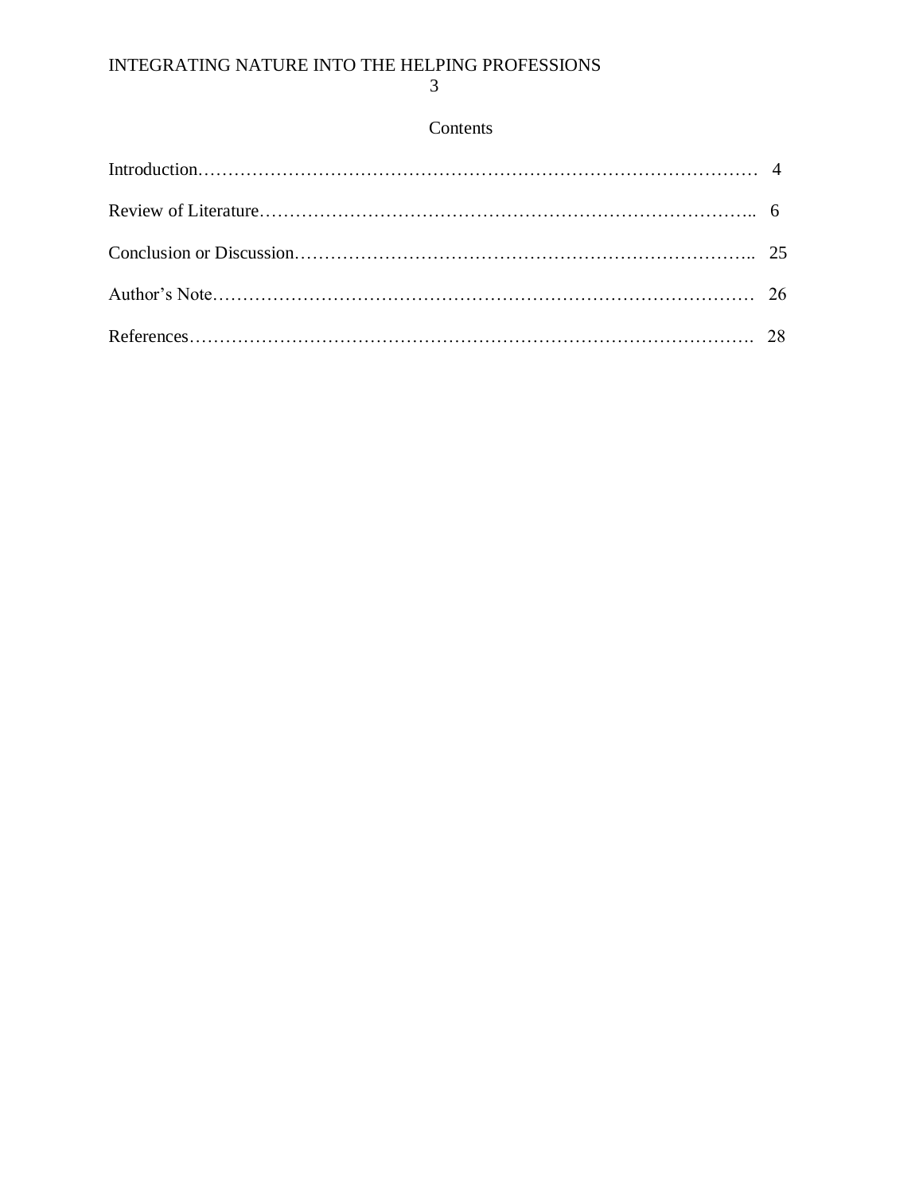## Contents

Introduction………………………………………………………………………………… 4

Review of Literature……………………………………………………………………….. 6

Conclusion or Discussion………………………………………………………………….. 25

Author's Note……………………………………………………………………………… 26

References………………………………………………………………………………. 28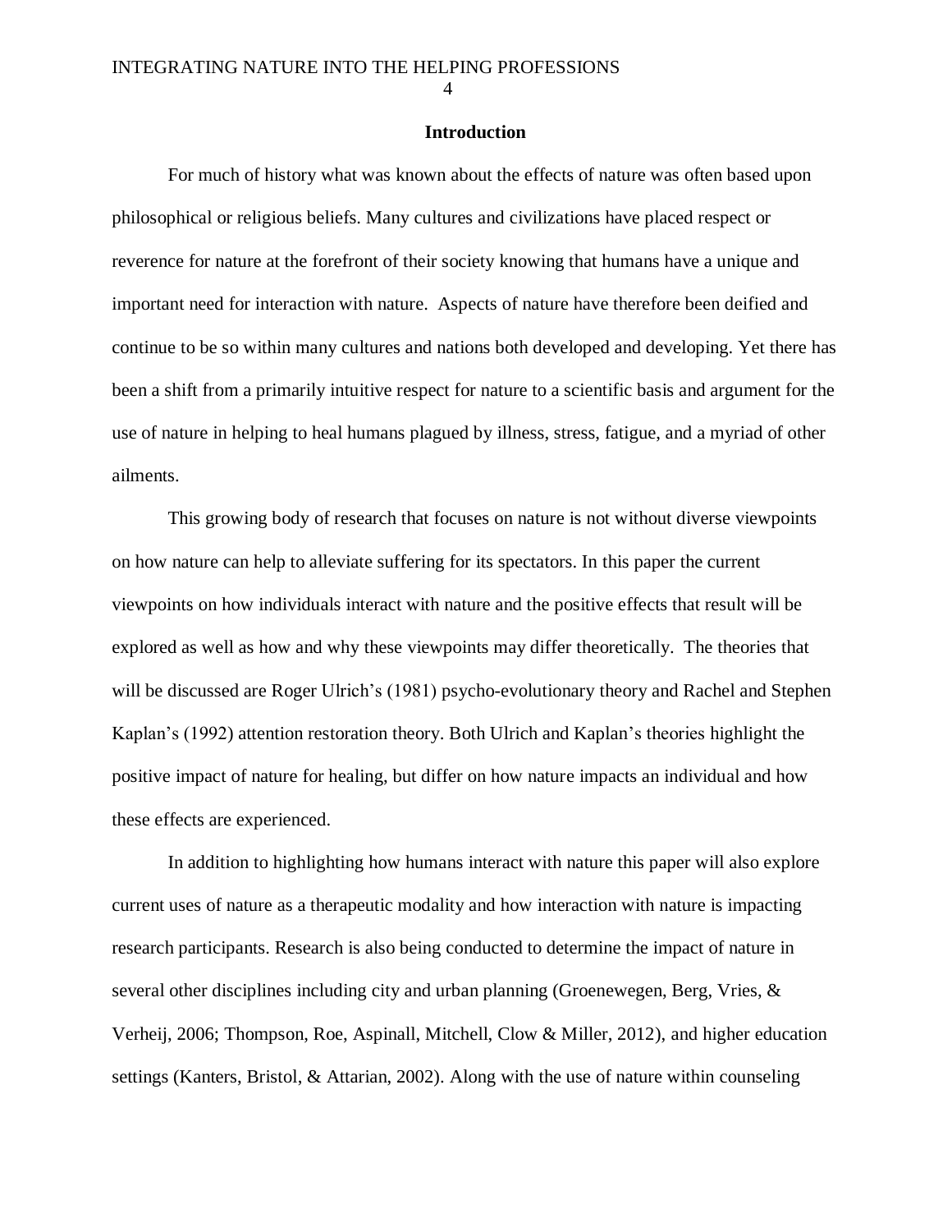## Introduction

For much of history what was known about the effects of nature was often based upon philosophical or religious beliefs. Many cultures and civilizations have placed respect or reverence for nature at the forefront of their society knowing that humans have a unique and important need for interaction with nature. Aspects of nature have therefore been deified and continue to be so within many cultures and nations both developed and developing. Yet there has been a shift from a primarily intuitive respect for nature to a scientific basis and argument for the use of nature in helping to heal humans plagued by illness, stress, fatigue, and a myriad of other ailments.

This growing body of research that focuses on nature is not without diverse viewpoints on how nature can help to alleviate suffering for its spectators. In this paper the current viewpoints on how individuals interact with nature and the positive effects that result will be explored as well as how and why these viewpoints may differ theoretically. The theories that will be discussed are Roger Ulrich's (1981) psycho-evolutionary theory and Rachel and Stephen Kaplan's (1992) attention restoration theory. Both Ulrich and Kaplan's theories highlight the positive impact of nature for healing, but differ on how nature impacts an individual and how these effects are experienced.

In addition to highlighting how humans interact with nature this paper will also explore current uses of nature as a therapeutic modality and how interaction with nature is impacting research participants. Research is also being conducted to determine the impact of nature in several other disciplines including city and urban planning (Groenewegen, Berg, Vries, & Verheij, 2006; Thompson, Roe, Aspinall, Mitchell, Clow & Miller, 2012), and higher education settings (Kanters, Bristol, & Attarian, 2002). Along with the use of nature within counseling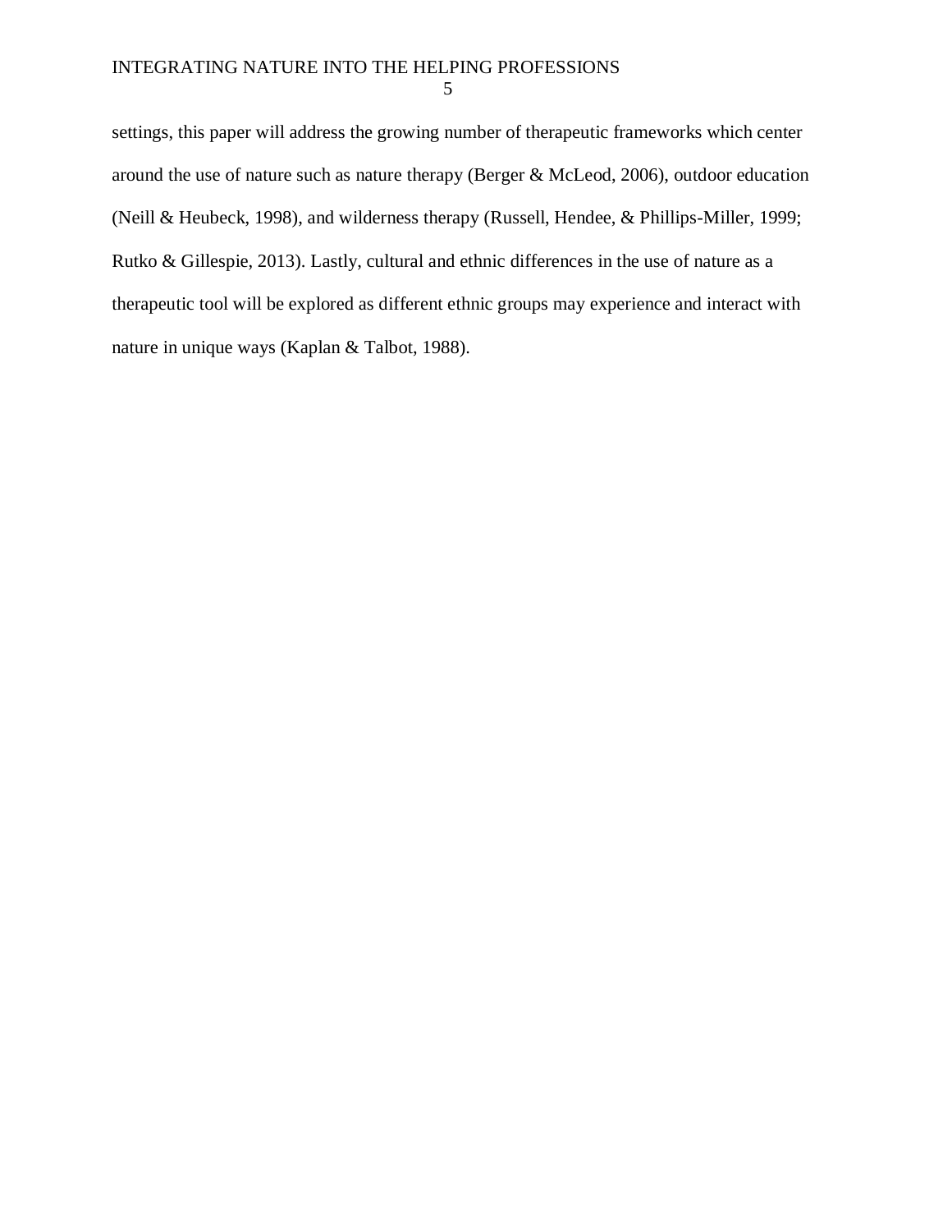settings, this paper will address the growing number of therapeutic frameworks which center around the use of nature such as nature therapy (Berger & McLeod, 2006), outdoor education (Neill & Heubeck, 1998), and wilderness therapy (Russell, Hendee, & Phillips-Miller, 1999; Rutko & Gillespie, 2013). Lastly, cultural and ethnic differences in the use of nature as a therapeutic tool will be explored as different ethnic groups may experience and interact with nature in unique ways (Kaplan & Talbot, 1988).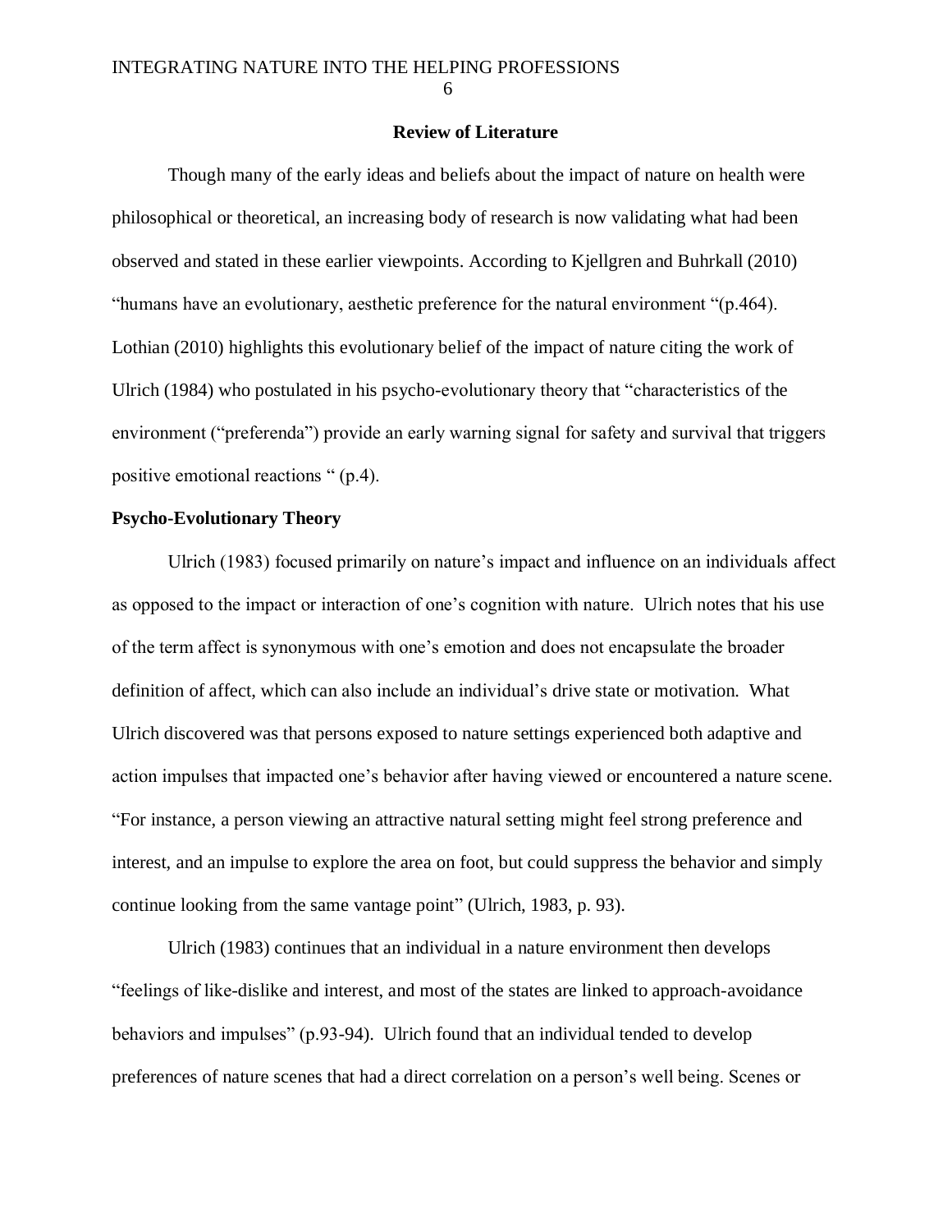## Review of Literature

Though many of the early ideas and beliefs about the impact of nature on health were philosophical or theoretical, an increasing body of research is now validating what had been observed and stated in these earlier viewpoints. According to Kjellgren and Buhrkall (2010) "humans have an evolutionary, aesthetic preference for the natural environment "(p.464). Lothian (2010) highlights this evolutionary belief of the impact of nature citing the work of Ulrich (1984) who postulated in his psycho-evolutionary theory that "characteristics of the environment ("preferenda") provide an early warning signal for safety and survival that triggers positive emotional reactions " (p.4).

### Psycho-Evolutionary Theory

Ulrich (1983) focused primarily on nature's impact and influence on an individuals affect as opposed to the impact or interaction of one's cognition with nature. Ulrich notes that his use of the term affect is synonymous with one's emotion and does not encapsulate the broader definition of affect, which can also include an individual's drive state or motivation. What Ulrich discovered was that persons exposed to nature settings experienced both adaptive and action impulses that impacted one's behavior after having viewed or encountered a nature scene. "For instance, a person viewing an attractive natural setting might feel strong preference and interest, and an impulse to explore the area on foot, but could suppress the behavior and simply continue looking from the same vantage point" (Ulrich, 1983, p. 93).

Ulrich (1983) continues that an individual in a nature environment then develops "feelings of like-dislike and interest, and most of the states are linked to approach-avoidance behaviors and impulses" (p.93-94). Ulrich found that an individual tended to develop preferences of nature scenes that had a direct correlation on a person's well being. Scenes or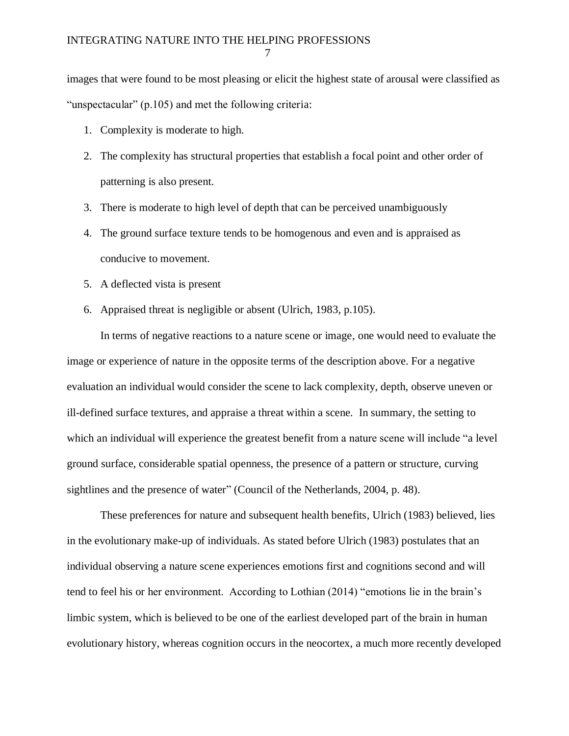images that were found to be most pleasing or elicit the highest state of arousal were classified as "unspectacular" (p.105) and met the following criteria:

1. Complexity is moderate to high.
2. The complexity has structural properties that establish a focal point and other order of patterning is also present.
3. There is moderate to high level of depth that can be perceived unambiguously
4. The ground surface texture tends to be homogenous and even and is appraised as conducive to movement.
5. A deflected vista is present
6. Appraised threat is negligible or absent (Ulrich, 1983, p.105).

In terms of negative reactions to a nature scene or image, one would need to evaluate the image or experience of nature in the opposite terms of the description above. For a negative evaluation an individual would consider the scene to lack complexity, depth, observe uneven or ill-defined surface textures, and appraise a threat within a scene. In summary, the setting to which an individual will experience the greatest benefit from a nature scene will include "a level ground surface, considerable spatial openness, the presence of a pattern or structure, curving sightlines and the presence of water" (Council of the Netherlands, 2004, p. 48).

These preferences for nature and subsequent health benefits, Ulrich (1983) believed, lies in the evolutionary make-up of individuals. As stated before Ulrich (1983) postulates that an individual observing a nature scene experiences emotions first and cognitions second and will tend to feel his or her environment. According to Lothian (2014) "emotions lie in the brain's limbic system, which is believed to be one of the earliest developed part of the brain in human evolutionary history, whereas cognition occurs in the neocortex, a much more recently developed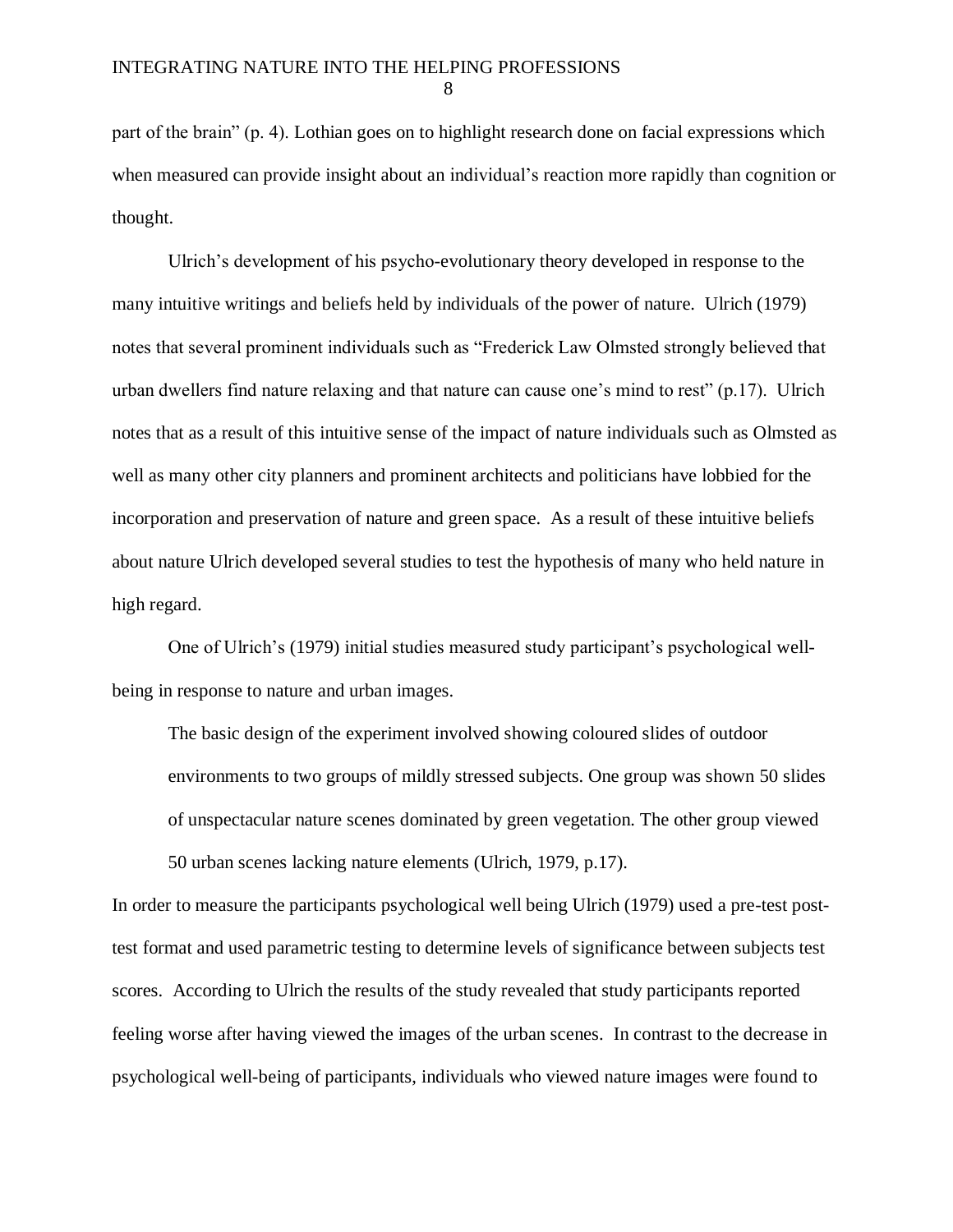part of the brain" (p. 4). Lothian goes on to highlight research done on facial expressions which when measured can provide insight about an individual's reaction more rapidly than cognition or thought.

Ulrich's development of his psycho-evolutionary theory developed in response to the many intuitive writings and beliefs held by individuals of the power of nature. Ulrich (1979) notes that several prominent individuals such as "Frederick Law Olmsted strongly believed that urban dwellers find nature relaxing and that nature can cause one's mind to rest" (p.17). Ulrich notes that as a result of this intuitive sense of the impact of nature individuals such as Olmsted as well as many other city planners and prominent architects and politicians have lobbied for the incorporation and preservation of nature and green space. As a result of these intuitive beliefs about nature Ulrich developed several studies to test the hypothesis of many who held nature in high regard.

One of Ulrich's (1979) initial studies measured study participant's psychological well-being in response to nature and urban images.

> The basic design of the experiment involved showing coloured slides of outdoor environments to two groups of mildly stressed subjects. One group was shown 50 slides of unspectacular nature scenes dominated by green vegetation. The other group viewed 50 urban scenes lacking nature elements (Ulrich, 1979, p.17).

In order to measure the participants psychological well being Ulrich (1979) used a pre-test post-test format and used parametric testing to determine levels of significance between subjects test scores. According to Ulrich the results of the study revealed that study participants reported feeling worse after having viewed the images of the urban scenes. In contrast to the decrease in psychological well-being of participants, individuals who viewed nature images were found to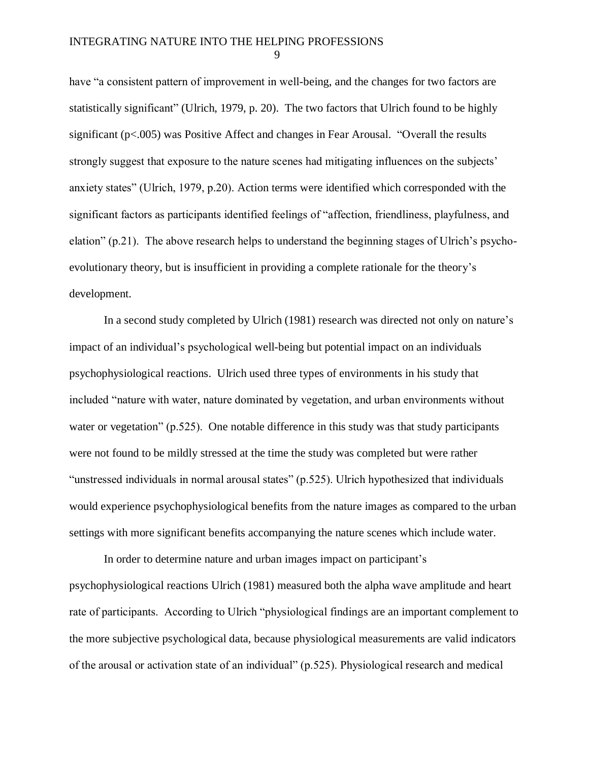have "a consistent pattern of improvement in well-being, and the changes for two factors are statistically significant" (Ulrich, 1979, p. 20). The two factors that Ulrich found to be highly significant ($p<.005$) was Positive Affect and changes in Fear Arousal. "Overall the results strongly suggest that exposure to the nature scenes had mitigating influences on the subjects' anxiety states" (Ulrich, 1979, p.20). Action terms were identified which corresponded with the significant factors as participants identified feelings of "affection, friendliness, playfulness, and elation" (p.21). The above research helps to understand the beginning stages of Ulrich's psycho-evolutionary theory, but is insufficient in providing a complete rationale for the theory's development.

In a second study completed by Ulrich (1981) research was directed not only on nature's impact of an individual's psychological well-being but potential impact on an individuals psychophysiological reactions. Ulrich used three types of environments in his study that included "nature with water, nature dominated by vegetation, and urban environments without water or vegetation" (p.525). One notable difference in this study was that study participants were not found to be mildly stressed at the time the study was completed but were rather "unstressed individuals in normal arousal states" (p.525). Ulrich hypothesized that individuals would experience psychophysiological benefits from the nature images as compared to the urban settings with more significant benefits accompanying the nature scenes which include water.

In order to determine nature and urban images impact on participant's psychophysiological reactions Ulrich (1981) measured both the alpha wave amplitude and heart rate of participants. According to Ulrich "physiological findings are an important complement to the more subjective psychological data, because physiological measurements are valid indicators of the arousal or activation state of an individual" (p.525). Physiological research and medical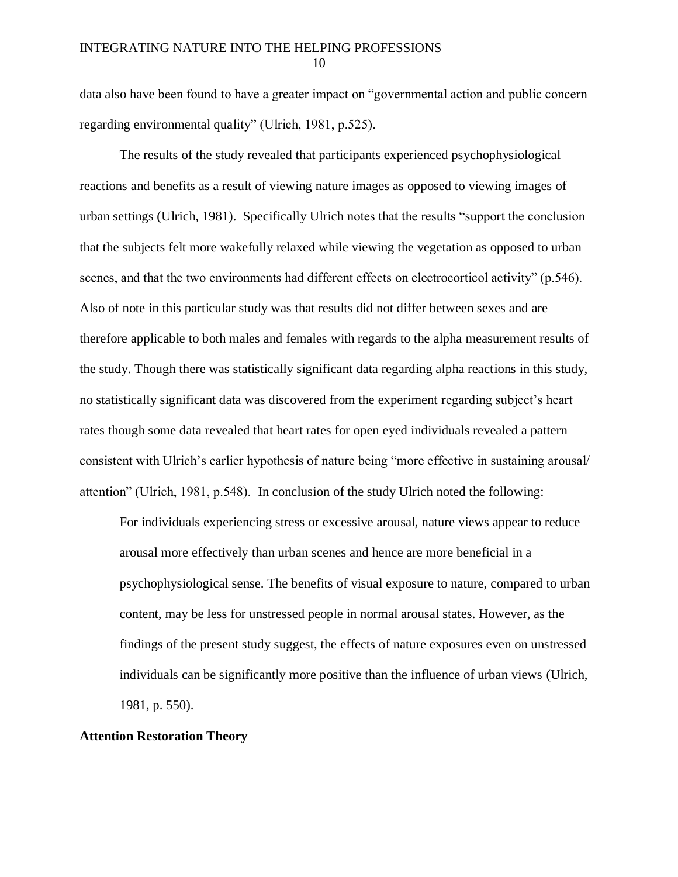data also have been found to have a greater impact on "governmental action and public concern regarding environmental quality" (Ulrich, 1981, p.525).

The results of the study revealed that participants experienced psychophysiological reactions and benefits as a result of viewing nature images as opposed to viewing images of urban settings (Ulrich, 1981). Specifically Ulrich notes that the results "support the conclusion that the subjects felt more wakefully relaxed while viewing the vegetation as opposed to urban scenes, and that the two environments had different effects on electrocorticol activity" (p.546). Also of note in this particular study was that results did not differ between sexes and are therefore applicable to both males and females with regards to the alpha measurement results of the study. Though there was statistically significant data regarding alpha reactions in this study, no statistically significant data was discovered from the experiment regarding subject's heart rates though some data revealed that heart rates for open eyed individuals revealed a pattern consistent with Ulrich's earlier hypothesis of nature being "more effective in sustaining arousal/ attention" (Ulrich, 1981, p.548). In conclusion of the study Ulrich noted the following:

> For individuals experiencing stress or excessive arousal, nature views appear to reduce arousal more effectively than urban scenes and hence are more beneficial in a psychophysiological sense. The benefits of visual exposure to nature, compared to urban content, may be less for unstressed people in normal arousal states. However, as the findings of the present study suggest, the effects of nature exposures even on unstressed individuals can be significantly more positive than the influence of urban views (Ulrich, 1981, p. 550).

**Attention Restoration Theory**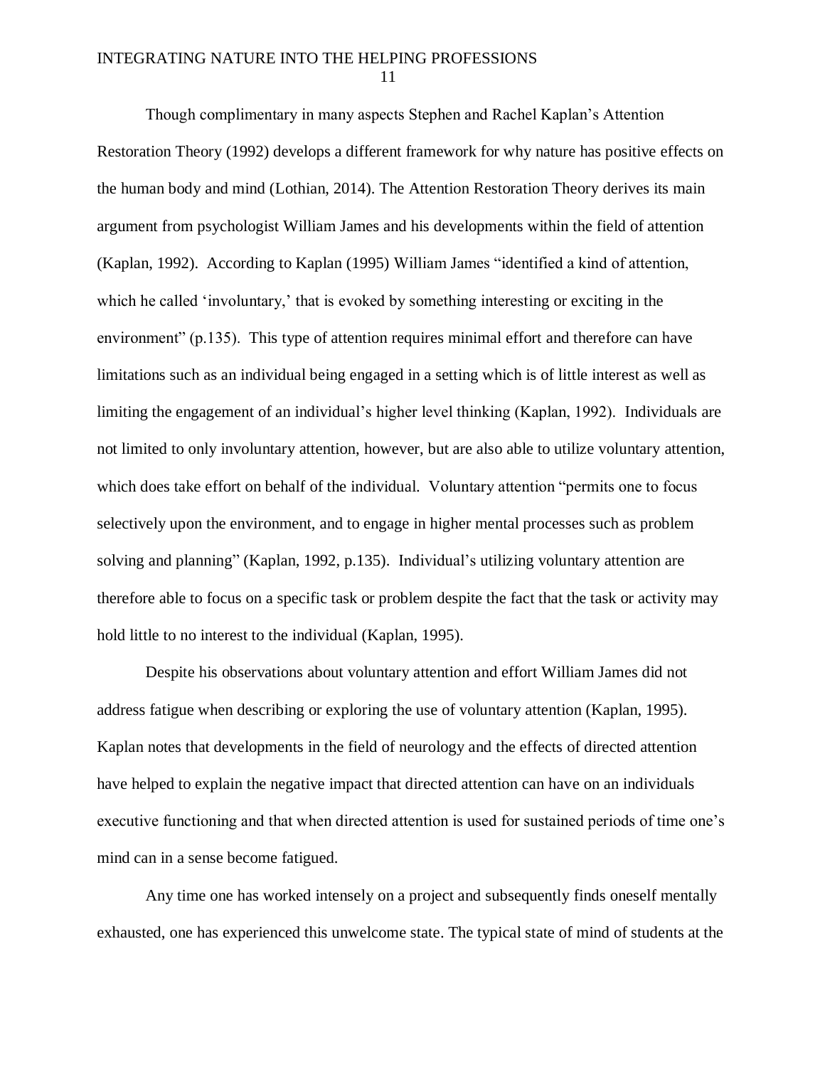Though complimentary in many aspects Stephen and Rachel Kaplan's Attention Restoration Theory (1992) develops a different framework for why nature has positive effects on the human body and mind (Lothian, 2014). The Attention Restoration Theory derives its main argument from psychologist William James and his developments within the field of attention (Kaplan, 1992). According to Kaplan (1995) William James "identified a kind of attention, which he called 'involuntary,' that is evoked by something interesting or exciting in the environment" (p.135). This type of attention requires minimal effort and therefore can have limitations such as an individual being engaged in a setting which is of little interest as well as limiting the engagement of an individual's higher level thinking (Kaplan, 1992). Individuals are not limited to only involuntary attention, however, but are also able to utilize voluntary attention, which does take effort on behalf of the individual. Voluntary attention "permits one to focus selectively upon the environment, and to engage in higher mental processes such as problem solving and planning" (Kaplan, 1992, p.135). Individual's utilizing voluntary attention are therefore able to focus on a specific task or problem despite the fact that the task or activity may hold little to no interest to the individual (Kaplan, 1995).

Despite his observations about voluntary attention and effort William James did not address fatigue when describing or exploring the use of voluntary attention (Kaplan, 1995). Kaplan notes that developments in the field of neurology and the effects of directed attention have helped to explain the negative impact that directed attention can have on an individuals executive functioning and that when directed attention is used for sustained periods of time one's mind can in a sense become fatigued.

Any time one has worked intensely on a project and subsequently finds oneself mentally exhausted, one has experienced this unwelcome state. The typical state of mind of students at the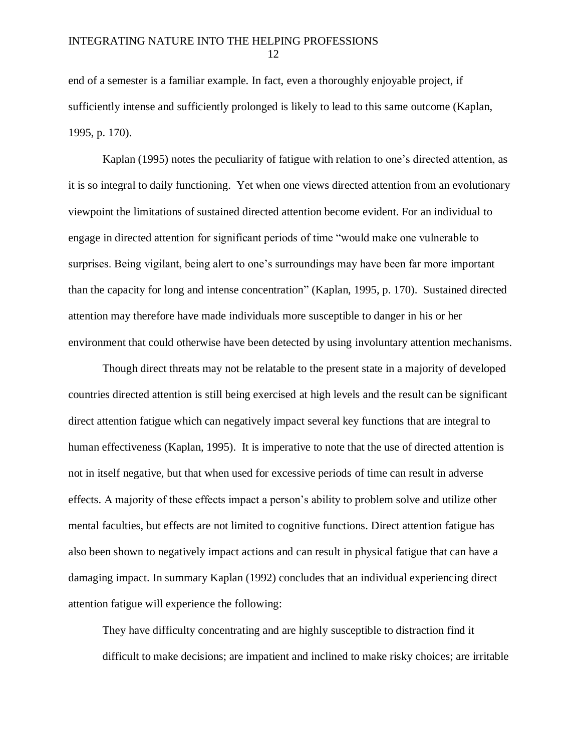end of a semester is a familiar example. In fact, even a thoroughly enjoyable project, if sufficiently intense and sufficiently prolonged is likely to lead to this same outcome (Kaplan, 1995, p. 170).

Kaplan (1995) notes the peculiarity of fatigue with relation to one's directed attention, as it is so integral to daily functioning. Yet when one views directed attention from an evolutionary viewpoint the limitations of sustained directed attention become evident. For an individual to engage in directed attention for significant periods of time "would make one vulnerable to surprises. Being vigilant, being alert to one's surroundings may have been far more important than the capacity for long and intense concentration" (Kaplan, 1995, p. 170). Sustained directed attention may therefore have made individuals more susceptible to danger in his or her environment that could otherwise have been detected by using involuntary attention mechanisms.

Though direct threats may not be relatable to the present state in a majority of developed countries directed attention is still being exercised at high levels and the result can be significant direct attention fatigue which can negatively impact several key functions that are integral to human effectiveness (Kaplan, 1995). It is imperative to note that the use of directed attention is not in itself negative, but that when used for excessive periods of time can result in adverse effects. A majority of these effects impact a person's ability to problem solve and utilize other mental faculties, but effects are not limited to cognitive functions. Direct attention fatigue has also been shown to negatively impact actions and can result in physical fatigue that can have a damaging impact. In summary Kaplan (1992) concludes that an individual experiencing direct attention fatigue will experience the following:

> They have difficulty concentrating and are highly susceptible to distraction find it difficult to make decisions; are impatient and inclined to make risky choices; are irritable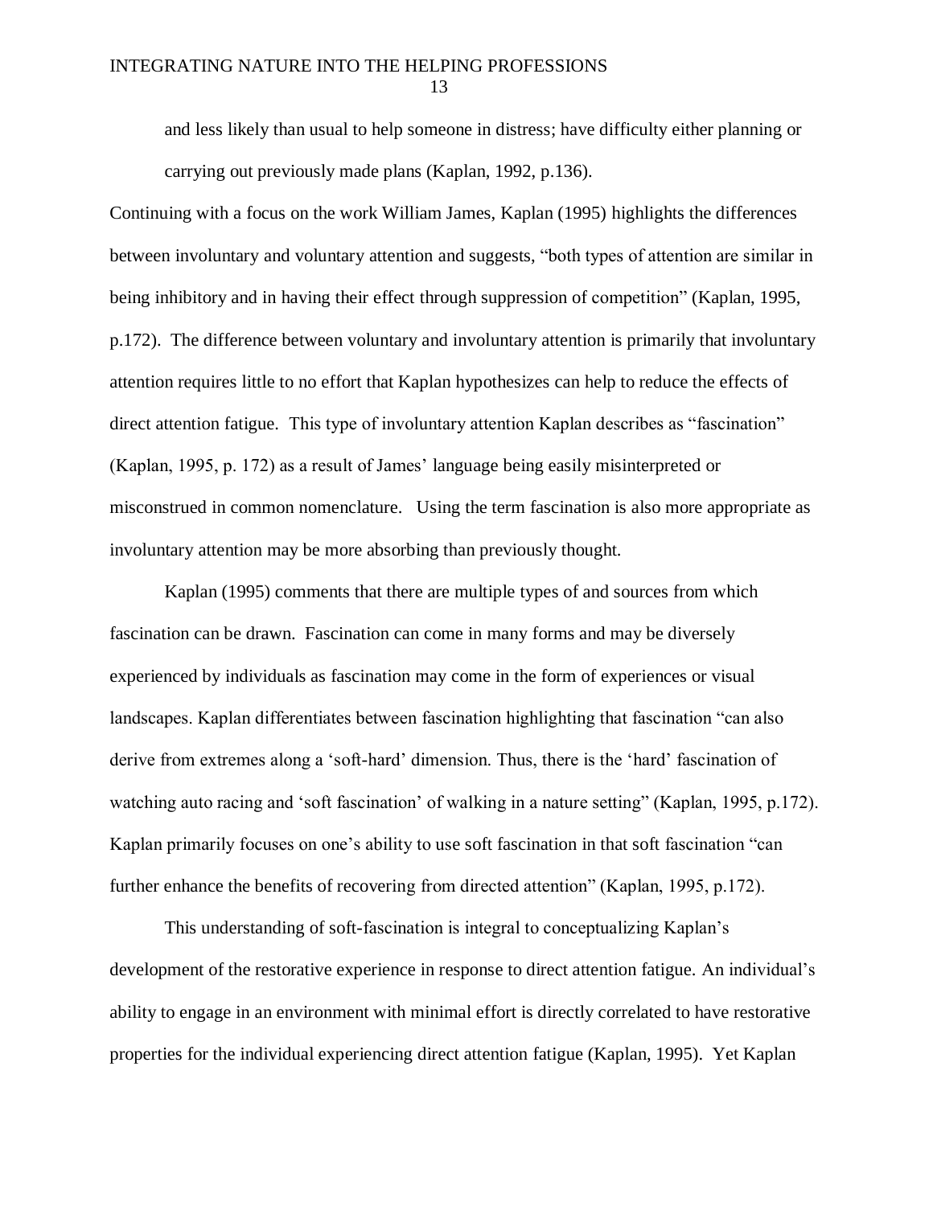> and less likely than usual to help someone in distress; have difficulty either planning or carrying out previously made plans (Kaplan, 1992, p.136).

Continuing with a focus on the work William James, Kaplan (1995) highlights the differences between involuntary and voluntary attention and suggests, "both types of attention are similar in being inhibitory and in having their effect through suppression of competition" (Kaplan, 1995, p.172). The difference between voluntary and involuntary attention is primarily that involuntary attention requires little to no effort that Kaplan hypothesizes can help to reduce the effects of direct attention fatigue. This type of involuntary attention Kaplan describes as "fascination" (Kaplan, 1995, p. 172) as a result of James' language being easily misinterpreted or misconstrued in common nomenclature. Using the term fascination is also more appropriate as involuntary attention may be more absorbing than previously thought.

Kaplan (1995) comments that there are multiple types of and sources from which fascination can be drawn. Fascination can come in many forms and may be diversely experienced by individuals as fascination may come in the form of experiences or visual landscapes. Kaplan differentiates between fascination highlighting that fascination "can also derive from extremes along a 'soft-hard' dimension. Thus, there is the 'hard' fascination of watching auto racing and 'soft fascination' of walking in a nature setting" (Kaplan, 1995, p.172). Kaplan primarily focuses on one's ability to use soft fascination in that soft fascination "can further enhance the benefits of recovering from directed attention" (Kaplan, 1995, p.172).

This understanding of soft-fascination is integral to conceptualizing Kaplan's development of the restorative experience in response to direct attention fatigue. An individual's ability to engage in an environment with minimal effort is directly correlated to have restorative properties for the individual experiencing direct attention fatigue (Kaplan, 1995). Yet Kaplan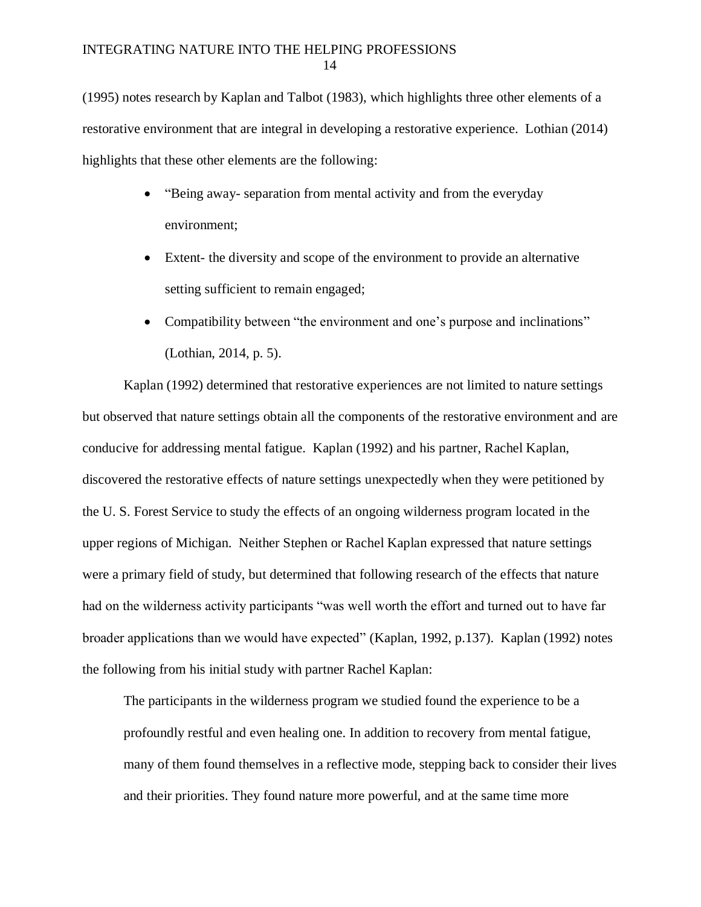(1995) notes research by Kaplan and Talbot (1983), which highlights three other elements of a restorative environment that are integral in developing a restorative experience. Lothian (2014) highlights that these other elements are the following:

- "Being away- separation from mental activity and from the everyday environment;
- Extent- the diversity and scope of the environment to provide an alternative setting sufficient to remain engaged;
- Compatibility between "the environment and one's purpose and inclinations" (Lothian, 2014, p. 5).

Kaplan (1992) determined that restorative experiences are not limited to nature settings but observed that nature settings obtain all the components of the restorative environment and are conducive for addressing mental fatigue. Kaplan (1992) and his partner, Rachel Kaplan, discovered the restorative effects of nature settings unexpectedly when they were petitioned by the U. S. Forest Service to study the effects of an ongoing wilderness program located in the upper regions of Michigan. Neither Stephen or Rachel Kaplan expressed that nature settings were a primary field of study, but determined that following research of the effects that nature had on the wilderness activity participants "was well worth the effort and turned out to have far broader applications than we would have expected" (Kaplan, 1992, p.137). Kaplan (1992) notes the following from his initial study with partner Rachel Kaplan:

> The participants in the wilderness program we studied found the experience to be a profoundly restful and even healing one. In addition to recovery from mental fatigue, many of them found themselves in a reflective mode, stepping back to consider their lives and their priorities. They found nature more powerful, and at the same time more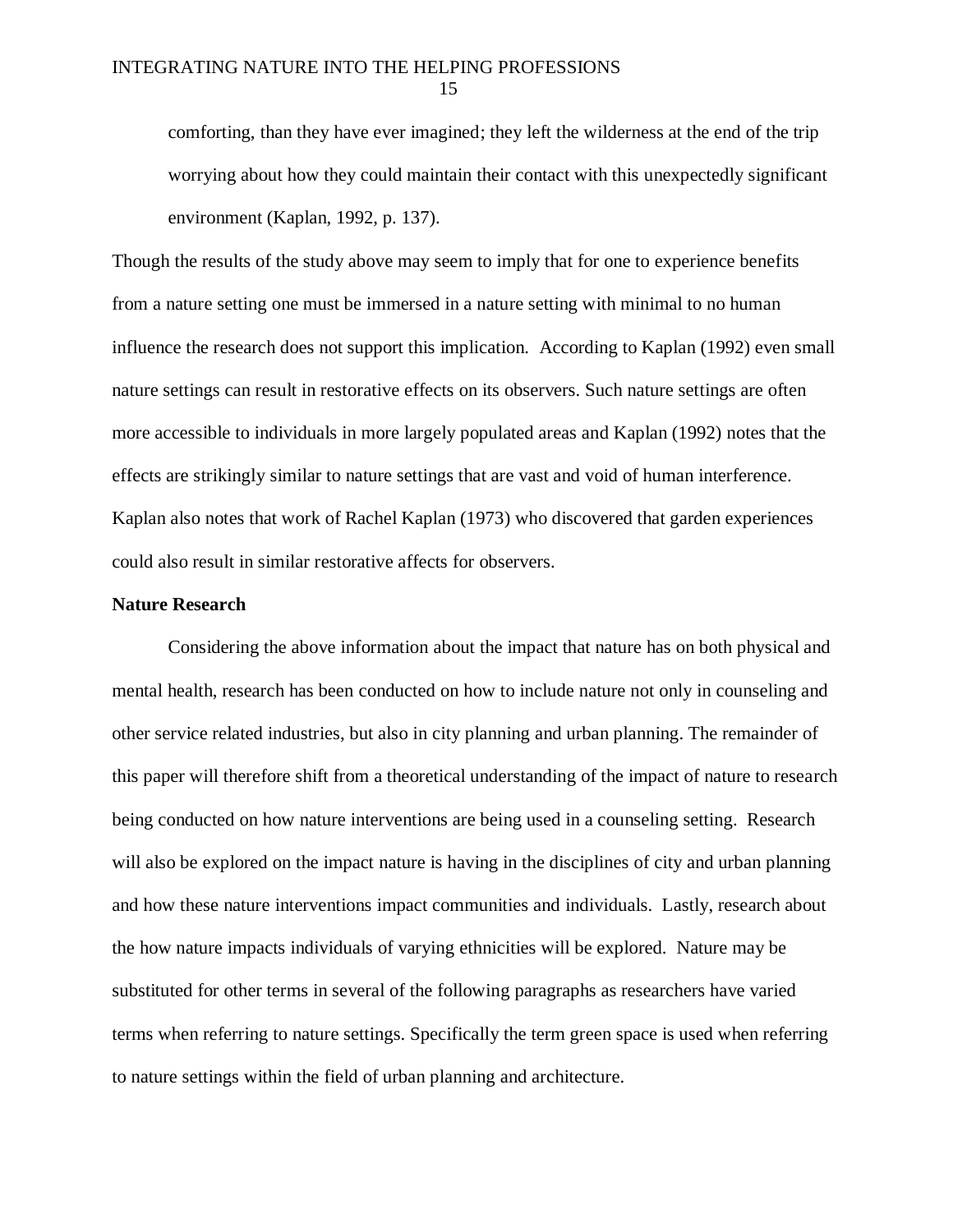comforting, than they have ever imagined; they left the wilderness at the end of the trip worrying about how they could maintain their contact with this unexpectedly significant environment (Kaplan, 1992, p. 137).

Though the results of the study above may seem to imply that for one to experience benefits from a nature setting one must be immersed in a nature setting with minimal to no human influence the research does not support this implication. According to Kaplan (1992) even small nature settings can result in restorative effects on its observers. Such nature settings are often more accessible to individuals in more largely populated areas and Kaplan (1992) notes that the effects are strikingly similar to nature settings that are vast and void of human interference. Kaplan also notes that work of Rachel Kaplan (1973) who discovered that garden experiences could also result in similar restorative affects for observers.

**Nature Research**

Considering the above information about the impact that nature has on both physical and mental health, research has been conducted on how to include nature not only in counseling and other service related industries, but also in city planning and urban planning. The remainder of this paper will therefore shift from a theoretical understanding of the impact of nature to research being conducted on how nature interventions are being used in a counseling setting. Research will also be explored on the impact nature is having in the disciplines of city and urban planning and how these nature interventions impact communities and individuals. Lastly, research about the how nature impacts individuals of varying ethnicities will be explored. Nature may be substituted for other terms in several of the following paragraphs as researchers have varied terms when referring to nature settings. Specifically the term green space is used when referring to nature settings within the field of urban planning and architecture.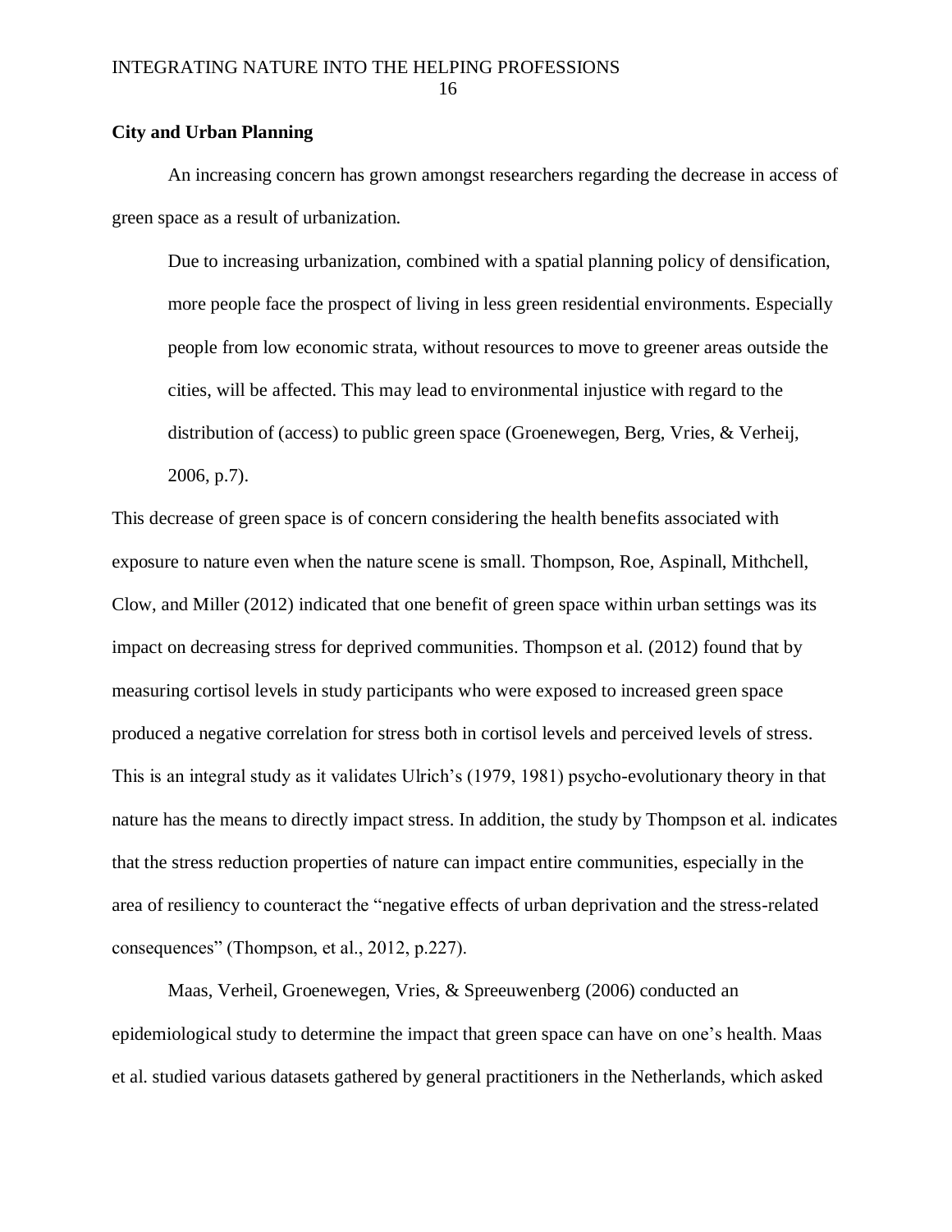**City and Urban Planning**

An increasing concern has grown amongst researchers regarding the decrease in access of green space as a result of urbanization.

> Due to increasing urbanization, combined with a spatial planning policy of densification, more people face the prospect of living in less green residential environments. Especially people from low economic strata, without resources to move to greener areas outside the cities, will be affected. This may lead to environmental injustice with regard to the distribution of (access) to public green space (Groenewegen, Berg, Vries, & Verheij, 2006, p.7).

This decrease of green space is of concern considering the health benefits associated with exposure to nature even when the nature scene is small. Thompson, Roe, Aspinall, Mithchell, Clow, and Miller (2012) indicated that one benefit of green space within urban settings was its impact on decreasing stress for deprived communities. Thompson et al. (2012) found that by measuring cortisol levels in study participants who were exposed to increased green space produced a negative correlation for stress both in cortisol levels and perceived levels of stress. This is an integral study as it validates Ulrich's (1979, 1981) psycho-evolutionary theory in that nature has the means to directly impact stress. In addition, the study by Thompson et al. indicates that the stress reduction properties of nature can impact entire communities, especially in the area of resiliency to counteract the "negative effects of urban deprivation and the stress-related consequences" (Thompson, et al., 2012, p.227).

Maas, Verheil, Groenewegen, Vries, & Spreeuwenberg (2006) conducted an epidemiological study to determine the impact that green space can have on one's health. Maas et al. studied various datasets gathered by general practitioners in the Netherlands, which asked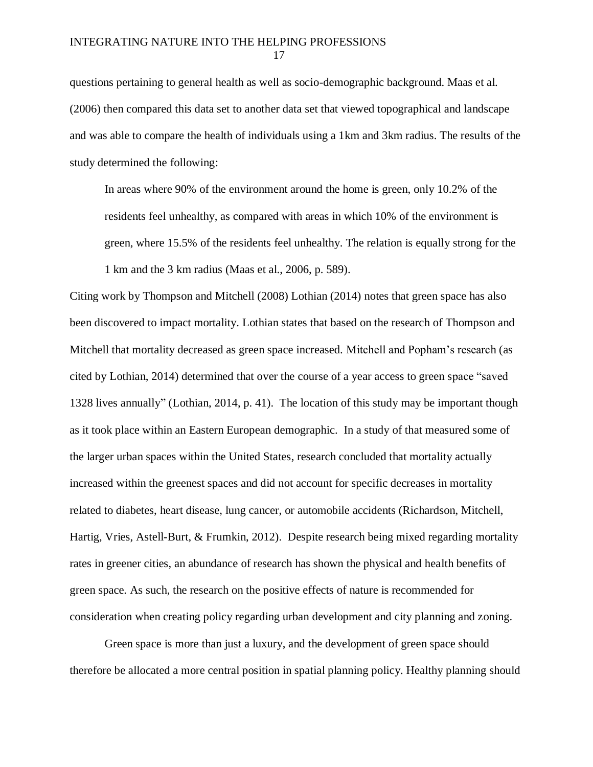questions pertaining to general health as well as socio-demographic background. Maas et al. (2006) then compared this data set to another data set that viewed topographical and landscape and was able to compare the health of individuals using a 1km and 3km radius. The results of the study determined the following:

> In areas where 90% of the environment around the home is green, only 10.2% of the residents feel unhealthy, as compared with areas in which 10% of the environment is green, where 15.5% of the residents feel unhealthy. The relation is equally strong for the 1 km and the 3 km radius (Maas et al., 2006, p. 589).

Citing work by Thompson and Mitchell (2008) Lothian (2014) notes that green space has also been discovered to impact mortality. Lothian states that based on the research of Thompson and Mitchell that mortality decreased as green space increased. Mitchell and Popham's research (as cited by Lothian, 2014) determined that over the course of a year access to green space "saved 1328 lives annually" (Lothian, 2014, p. 41). The location of this study may be important though as it took place within an Eastern European demographic. In a study of that measured some of the larger urban spaces within the United States, research concluded that mortality actually increased within the greenest spaces and did not account for specific decreases in mortality related to diabetes, heart disease, lung cancer, or automobile accidents (Richardson, Mitchell, Hartig, Vries, Astell-Burt, & Frumkin, 2012). Despite research being mixed regarding mortality rates in greener cities, an abundance of research has shown the physical and health benefits of green space. As such, the research on the positive effects of nature is recommended for consideration when creating policy regarding urban development and city planning and zoning.

Green space is more than just a luxury, and the development of green space should therefore be allocated a more central position in spatial planning policy. Healthy planning should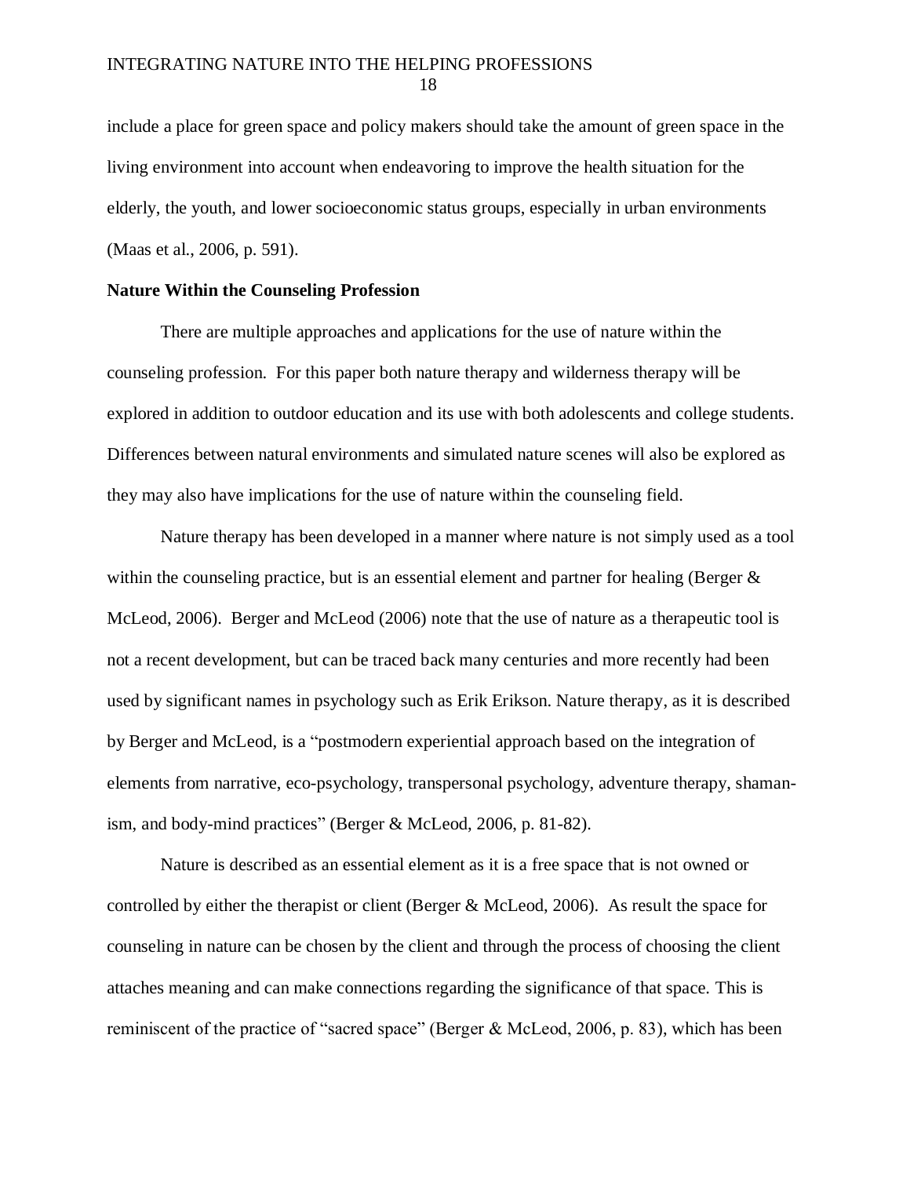include a place for green space and policy makers should take the amount of green space in the living environment into account when endeavoring to improve the health situation for the elderly, the youth, and lower socioeconomic status groups, especially in urban environments (Maas et al., 2006, p. 591).

**Nature Within the Counseling Profession**

There are multiple approaches and applications for the use of nature within the counseling profession. For this paper both nature therapy and wilderness therapy will be explored in addition to outdoor education and its use with both adolescents and college students. Differences between natural environments and simulated nature scenes will also be explored as they may also have implications for the use of nature within the counseling field.

Nature therapy has been developed in a manner where nature is not simply used as a tool within the counseling practice, but is an essential element and partner for healing (Berger & McLeod, 2006). Berger and McLeod (2006) note that the use of nature as a therapeutic tool is not a recent development, but can be traced back many centuries and more recently had been used by significant names in psychology such as Erik Erikson. Nature therapy, as it is described by Berger and McLeod, is a "postmodern experiential approach based on the integration of elements from narrative, eco-psychology, transpersonal psychology, adventure therapy, shaman-ism, and body-mind practices" (Berger & McLeod, 2006, p. 81-82).

Nature is described as an essential element as it is a free space that is not owned or controlled by either the therapist or client (Berger & McLeod, 2006). As result the space for counseling in nature can be chosen by the client and through the process of choosing the client attaches meaning and can make connections regarding the significance of that space. This is reminiscent of the practice of "sacred space" (Berger & McLeod, 2006, p. 83), which has been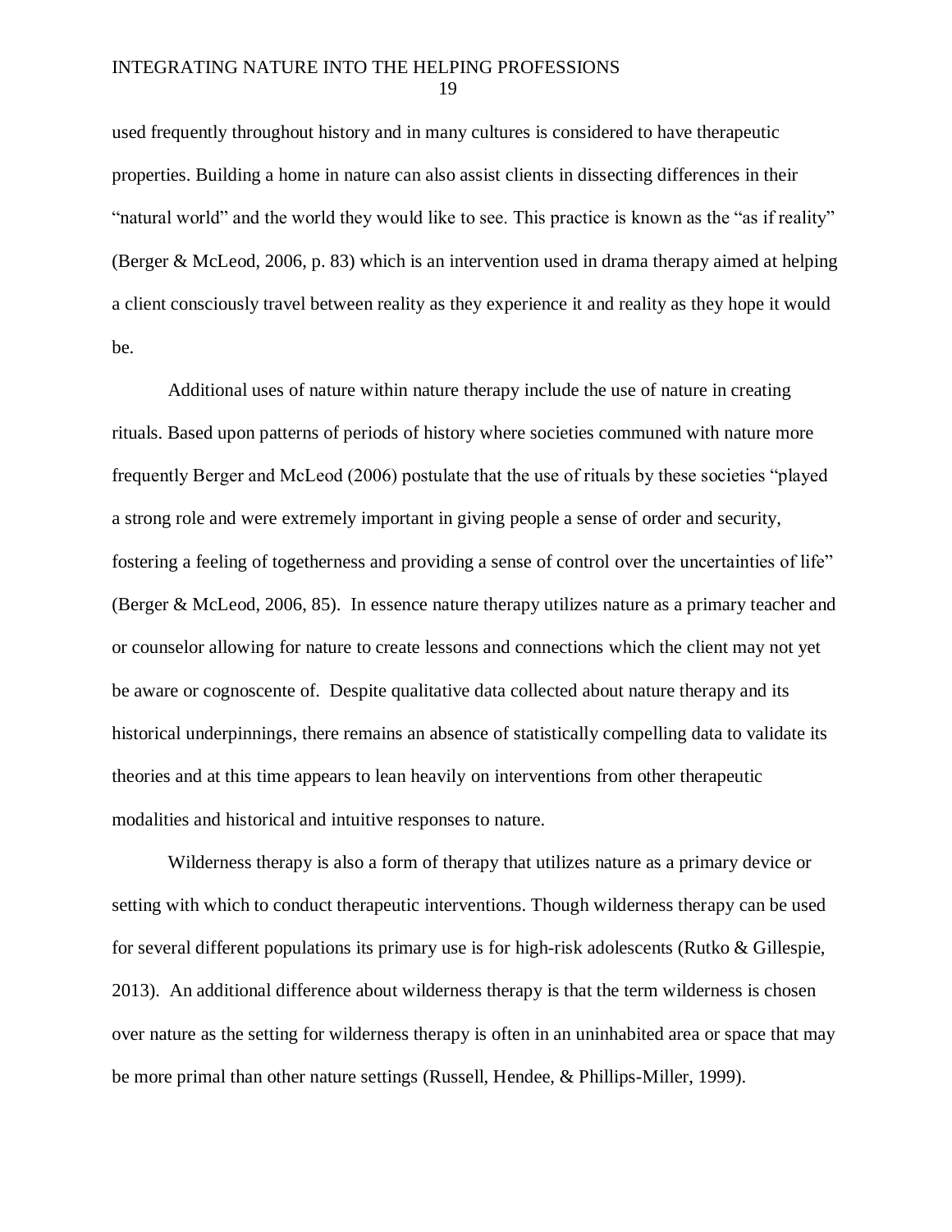used frequently throughout history and in many cultures is considered to have therapeutic properties. Building a home in nature can also assist clients in dissecting differences in their "natural world" and the world they would like to see. This practice is known as the "as if reality" (Berger & McLeod, 2006, p. 83) which is an intervention used in drama therapy aimed at helping a client consciously travel between reality as they experience it and reality as they hope it would be.

Additional uses of nature within nature therapy include the use of nature in creating rituals. Based upon patterns of periods of history where societies communed with nature more frequently Berger and McLeod (2006) postulate that the use of rituals by these societies "played a strong role and were extremely important in giving people a sense of order and security, fostering a feeling of togetherness and providing a sense of control over the uncertainties of life" (Berger & McLeod, 2006, 85). In essence nature therapy utilizes nature as a primary teacher and or counselor allowing for nature to create lessons and connections which the client may not yet be aware or cognoscente of. Despite qualitative data collected about nature therapy and its historical underpinnings, there remains an absence of statistically compelling data to validate its theories and at this time appears to lean heavily on interventions from other therapeutic modalities and historical and intuitive responses to nature.

Wilderness therapy is also a form of therapy that utilizes nature as a primary device or setting with which to conduct therapeutic interventions. Though wilderness therapy can be used for several different populations its primary use is for high-risk adolescents (Rutko & Gillespie, 2013). An additional difference about wilderness therapy is that the term wilderness is chosen over nature as the setting for wilderness therapy is often in an uninhabited area or space that may be more primal than other nature settings (Russell, Hendee, & Phillips-Miller, 1999).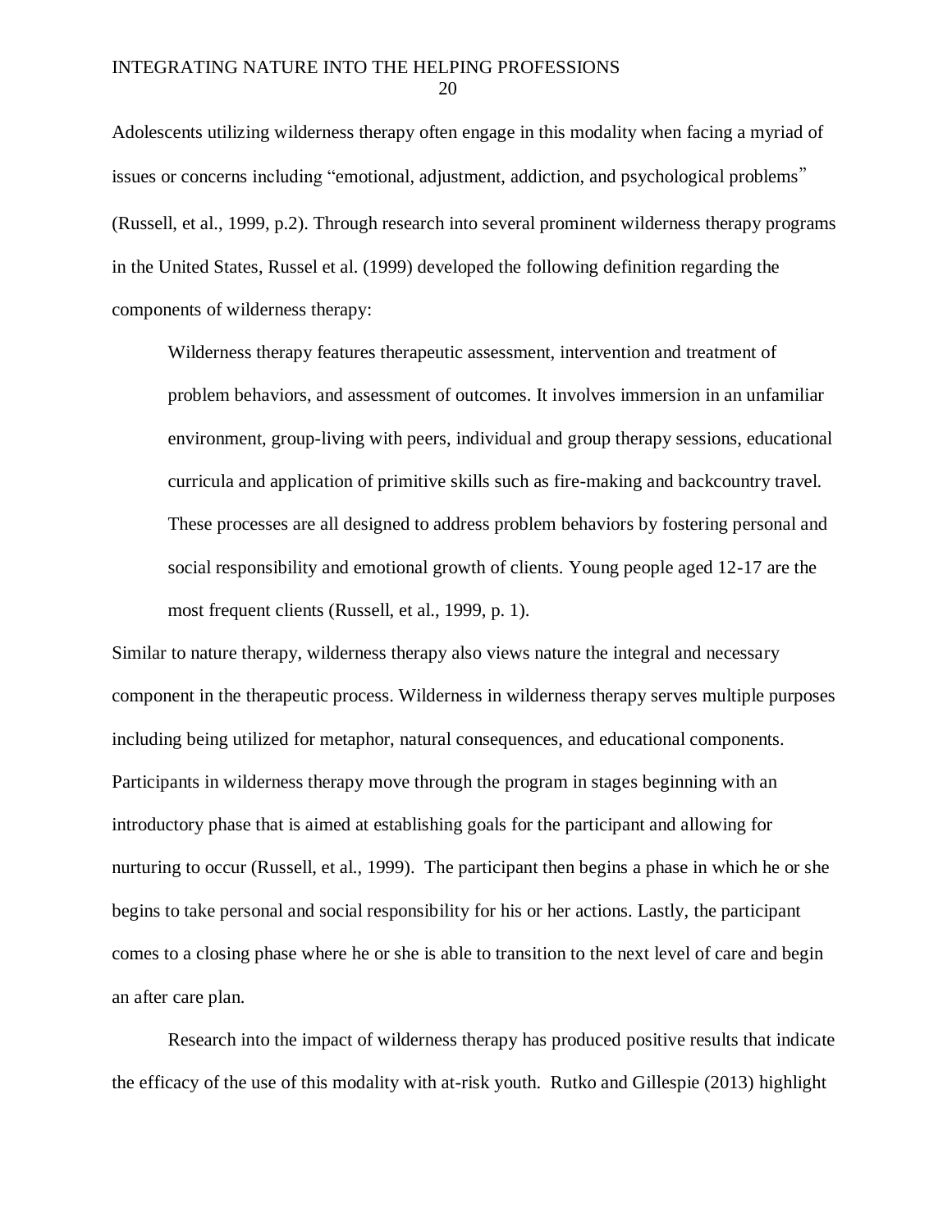Adolescents utilizing wilderness therapy often engage in this modality when facing a myriad of issues or concerns including "emotional, adjustment, addiction, and psychological problems" (Russell, et al., 1999, p.2). Through research into several prominent wilderness therapy programs in the United States, Russel et al. (1999) developed the following definition regarding the components of wilderness therapy:

> Wilderness therapy features therapeutic assessment, intervention and treatment of problem behaviors, and assessment of outcomes. It involves immersion in an unfamiliar environment, group-living with peers, individual and group therapy sessions, educational curricula and application of primitive skills such as fire-making and backcountry travel. These processes are all designed to address problem behaviors by fostering personal and social responsibility and emotional growth of clients. Young people aged 12-17 are the most frequent clients (Russell, et al., 1999, p. 1).

Similar to nature therapy, wilderness therapy also views nature the integral and necessary component in the therapeutic process. Wilderness in wilderness therapy serves multiple purposes including being utilized for metaphor, natural consequences, and educational components. Participants in wilderness therapy move through the program in stages beginning with an introductory phase that is aimed at establishing goals for the participant and allowing for nurturing to occur (Russell, et al., 1999). The participant then begins a phase in which he or she begins to take personal and social responsibility for his or her actions. Lastly, the participant comes to a closing phase where he or she is able to transition to the next level of care and begin an after care plan.

Research into the impact of wilderness therapy has produced positive results that indicate the efficacy of the use of this modality with at-risk youth. Rutko and Gillespie (2013) highlight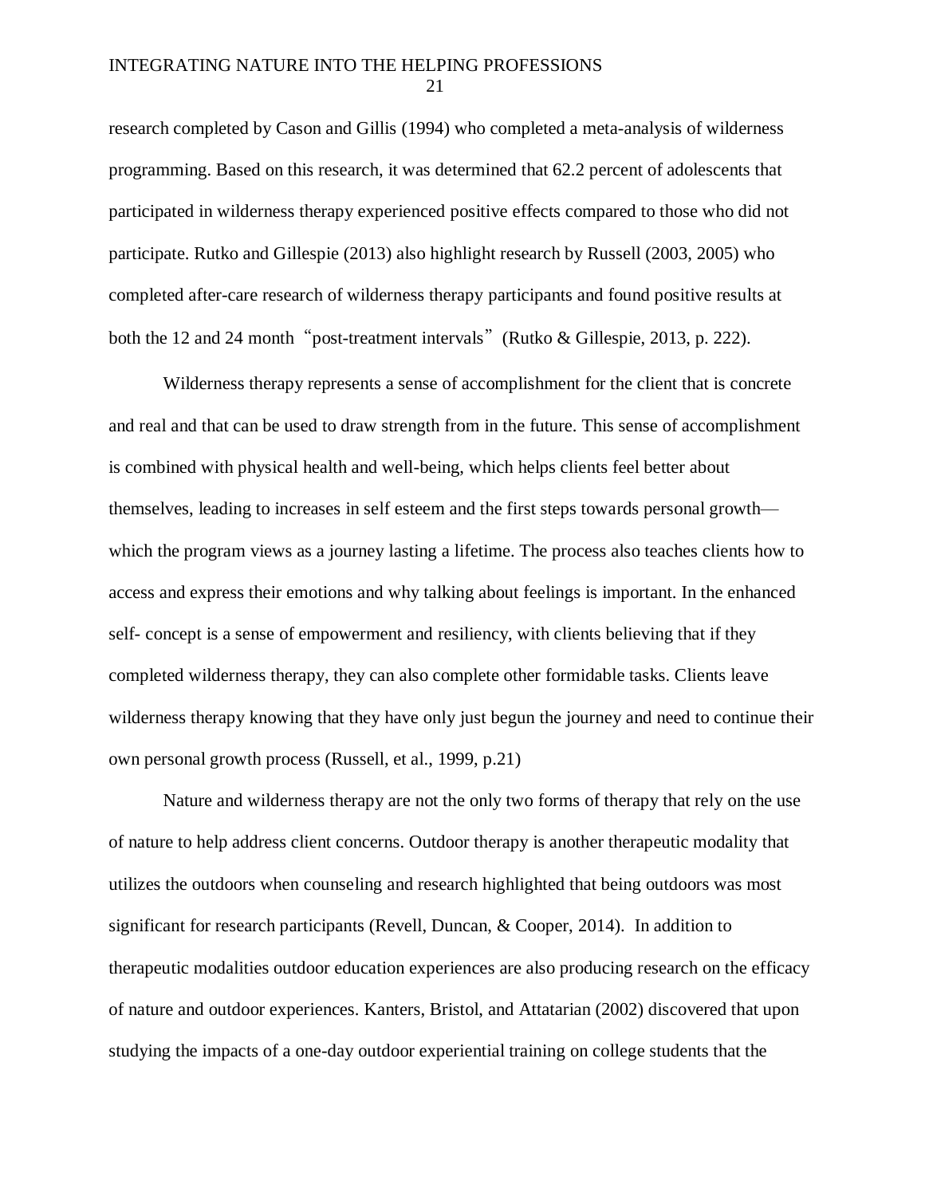research completed by Cason and Gillis (1994) who completed a meta-analysis of wilderness programming. Based on this research, it was determined that 62.2 percent of adolescents that participated in wilderness therapy experienced positive effects compared to those who did not participate. Rutko and Gillespie (2013) also highlight research by Russell (2003, 2005) who completed after-care research of wilderness therapy participants and found positive results at both the 12 and 24 month “post-treatment intervals” (Rutko & Gillespie, 2013, p. 222).

Wilderness therapy represents a sense of accomplishment for the client that is concrete and real and that can be used to draw strength from in the future. This sense of accomplishment is combined with physical health and well-being, which helps clients feel better about themselves, leading to increases in self esteem and the first steps towards personal growth—which the program views as a journey lasting a lifetime. The process also teaches clients how to access and express their emotions and why talking about feelings is important. In the enhanced self- concept is a sense of empowerment and resiliency, with clients believing that if they completed wilderness therapy, they can also complete other formidable tasks. Clients leave wilderness therapy knowing that they have only just begun the journey and need to continue their own personal growth process (Russell, et al., 1999, p.21)

Nature and wilderness therapy are not the only two forms of therapy that rely on the use of nature to help address client concerns. Outdoor therapy is another therapeutic modality that utilizes the outdoors when counseling and research highlighted that being outdoors was most significant for research participants (Revell, Duncan, & Cooper, 2014). In addition to therapeutic modalities outdoor education experiences are also producing research on the efficacy of nature and outdoor experiences. Kanters, Bristol, and Attatarian (2002) discovered that upon studying the impacts of a one-day outdoor experiential training on college students that the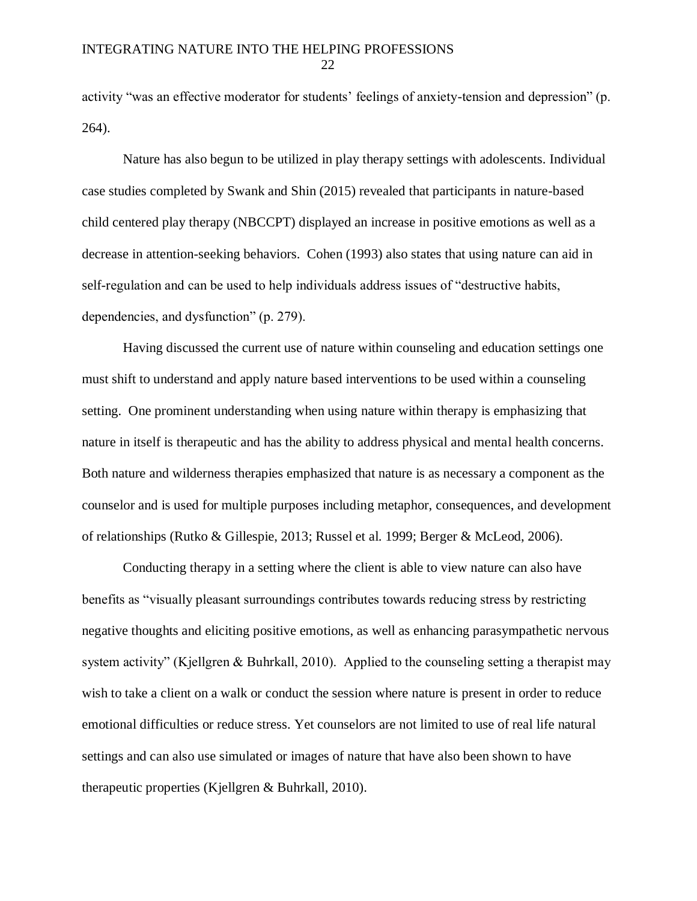activity "was an effective moderator for students' feelings of anxiety-tension and depression" (p. 264).

Nature has also begun to be utilized in play therapy settings with adolescents. Individual case studies completed by Swank and Shin (2015) revealed that participants in nature-based child centered play therapy (NBCCPT) displayed an increase in positive emotions as well as a decrease in attention-seeking behaviors. Cohen (1993) also states that using nature can aid in self-regulation and can be used to help individuals address issues of "destructive habits, dependencies, and dysfunction" (p. 279).

Having discussed the current use of nature within counseling and education settings one must shift to understand and apply nature based interventions to be used within a counseling setting. One prominent understanding when using nature within therapy is emphasizing that nature in itself is therapeutic and has the ability to address physical and mental health concerns. Both nature and wilderness therapies emphasized that nature is as necessary a component as the counselor and is used for multiple purposes including metaphor, consequences, and development of relationships (Rutko & Gillespie, 2013; Russel et al. 1999; Berger & McLeod, 2006).

Conducting therapy in a setting where the client is able to view nature can also have benefits as "visually pleasant surroundings contributes towards reducing stress by restricting negative thoughts and eliciting positive emotions, as well as enhancing parasympathetic nervous system activity" (Kjellgren & Buhrkall, 2010). Applied to the counseling setting a therapist may wish to take a client on a walk or conduct the session where nature is present in order to reduce emotional difficulties or reduce stress. Yet counselors are not limited to use of real life natural settings and can also use simulated or images of nature that have also been shown to have therapeutic properties (Kjellgren & Buhrkall, 2010).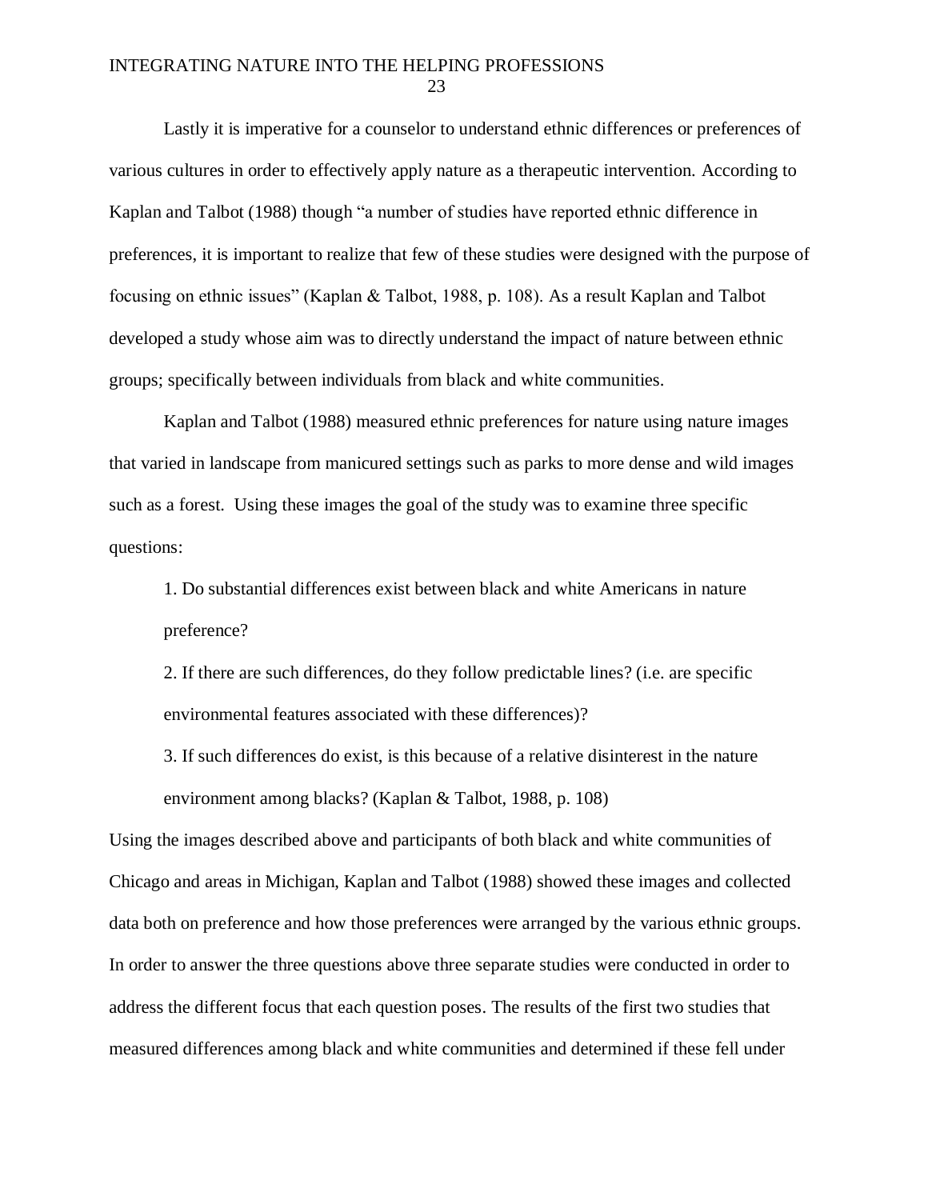Lastly it is imperative for a counselor to understand ethnic differences or preferences of various cultures in order to effectively apply nature as a therapeutic intervention. According to Kaplan and Talbot (1988) though "a number of studies have reported ethnic difference in preferences, it is important to realize that few of these studies were designed with the purpose of focusing on ethnic issues" (Kaplan & Talbot, 1988, p. 108). As a result Kaplan and Talbot developed a study whose aim was to directly understand the impact of nature between ethnic groups; specifically between individuals from black and white communities.

Kaplan and Talbot (1988) measured ethnic preferences for nature using nature images that varied in landscape from manicured settings such as parks to more dense and wild images such as a forest. Using these images the goal of the study was to examine three specific questions:

> 1. Do substantial differences exist between black and white Americans in nature preference?
>
> 2. If there are such differences, do they follow predictable lines? (i.e. are specific environmental features associated with these differences)?
>
> 3. If such differences do exist, is this because of a relative disinterest in the nature environment among blacks? (Kaplan & Talbot, 1988, p. 108)

Using the images described above and participants of both black and white communities of Chicago and areas in Michigan, Kaplan and Talbot (1988) showed these images and collected data both on preference and how those preferences were arranged by the various ethnic groups. In order to answer the three questions above three separate studies were conducted in order to address the different focus that each question poses. The results of the first two studies that measured differences among black and white communities and determined if these fell under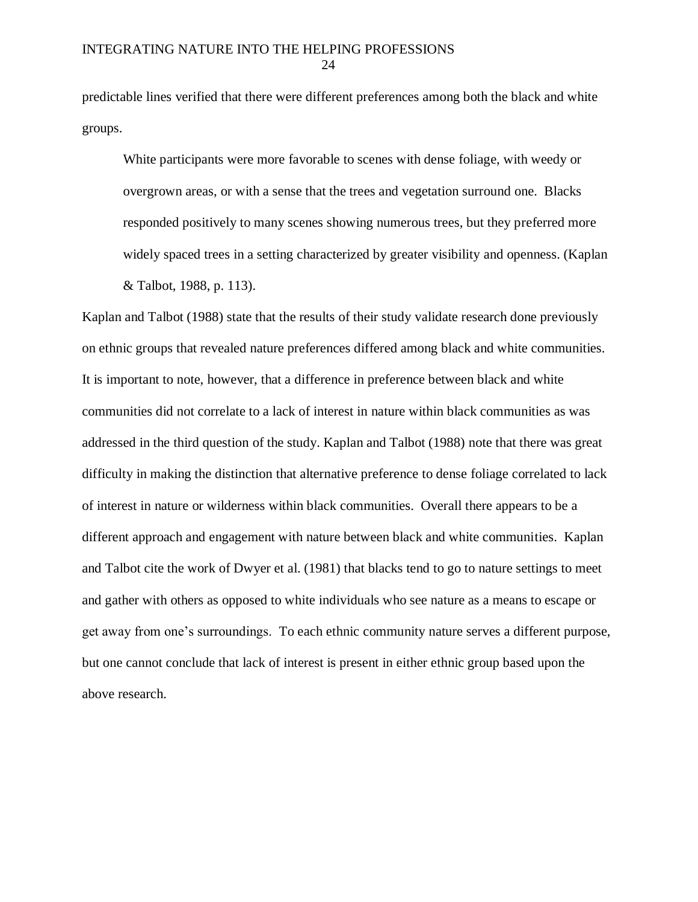predictable lines verified that there were different preferences among both the black and white groups.

> White participants were more favorable to scenes with dense foliage, with weedy or overgrown areas, or with a sense that the trees and vegetation surround one. Blacks responded positively to many scenes showing numerous trees, but they preferred more widely spaced trees in a setting characterized by greater visibility and openness. (Kaplan & Talbot, 1988, p. 113).

Kaplan and Talbot (1988) state that the results of their study validate research done previously on ethnic groups that revealed nature preferences differed among black and white communities. It is important to note, however, that a difference in preference between black and white communities did not correlate to a lack of interest in nature within black communities as was addressed in the third question of the study. Kaplan and Talbot (1988) note that there was great difficulty in making the distinction that alternative preference to dense foliage correlated to lack of interest in nature or wilderness within black communities. Overall there appears to be a different approach and engagement with nature between black and white communities. Kaplan and Talbot cite the work of Dwyer et al. (1981) that blacks tend to go to nature settings to meet and gather with others as opposed to white individuals who see nature as a means to escape or get away from one's surroundings. To each ethnic community nature serves a different purpose, but one cannot conclude that lack of interest is present in either ethnic group based upon the above research.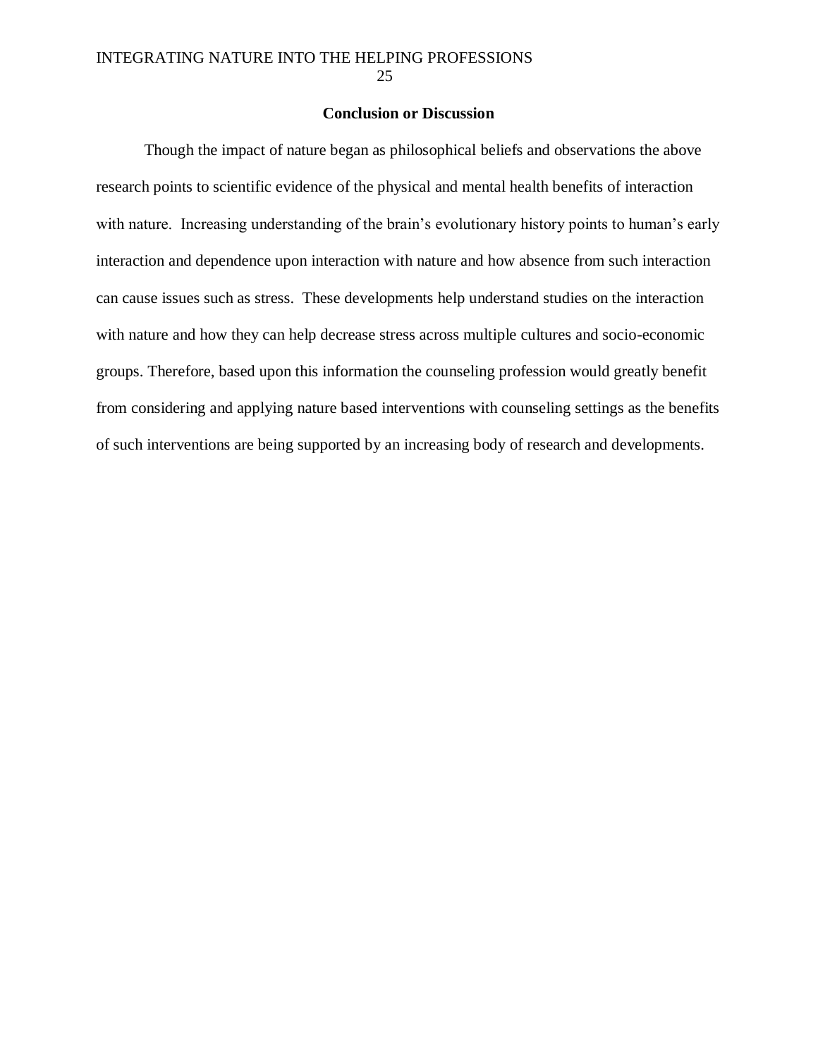## Conclusion or Discussion

Though the impact of nature began as philosophical beliefs and observations the above research points to scientific evidence of the physical and mental health benefits of interaction with nature. Increasing understanding of the brain's evolutionary history points to human's early interaction and dependence upon interaction with nature and how absence from such interaction can cause issues such as stress. These developments help understand studies on the interaction with nature and how they can help decrease stress across multiple cultures and socio-economic groups. Therefore, based upon this information the counseling profession would greatly benefit from considering and applying nature based interventions with counseling settings as the benefits of such interventions are being supported by an increasing body of research and developments.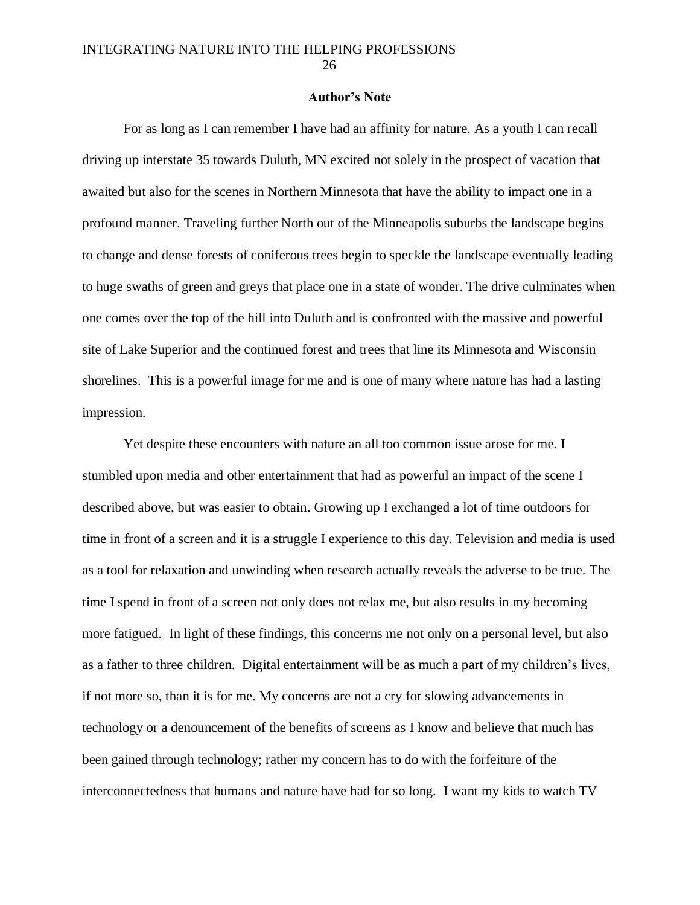## Author's Note

For as long as I can remember I have had an affinity for nature. As a youth I can recall driving up interstate 35 towards Duluth, MN excited not solely in the prospect of vacation that awaited but also for the scenes in Northern Minnesota that have the ability to impact one in a profound manner. Traveling further North out of the Minneapolis suburbs the landscape begins to change and dense forests of coniferous trees begin to speckle the landscape eventually leading to huge swaths of green and greys that place one in a state of wonder. The drive culminates when one comes over the top of the hill into Duluth and is confronted with the massive and powerful site of Lake Superior and the continued forest and trees that line its Minnesota and Wisconsin shorelines. This is a powerful image for me and is one of many where nature has had a lasting impression.

Yet despite these encounters with nature an all too common issue arose for me. I stumbled upon media and other entertainment that had as powerful an impact of the scene I described above, but was easier to obtain. Growing up I exchanged a lot of time outdoors for time in front of a screen and it is a struggle I experience to this day. Television and media is used as a tool for relaxation and unwinding when research actually reveals the adverse to be true. The time I spend in front of a screen not only does not relax me, but also results in my becoming more fatigued. In light of these findings, this concerns me not only on a personal level, but also as a father to three children. Digital entertainment will be as much a part of my children's lives, if not more so, than it is for me. My concerns are not a cry for slowing advancements in technology or a denouncement of the benefits of screens as I know and believe that much has been gained through technology; rather my concern has to do with the forfeiture of the interconnectedness that humans and nature have had for so long. I want my kids to watch TV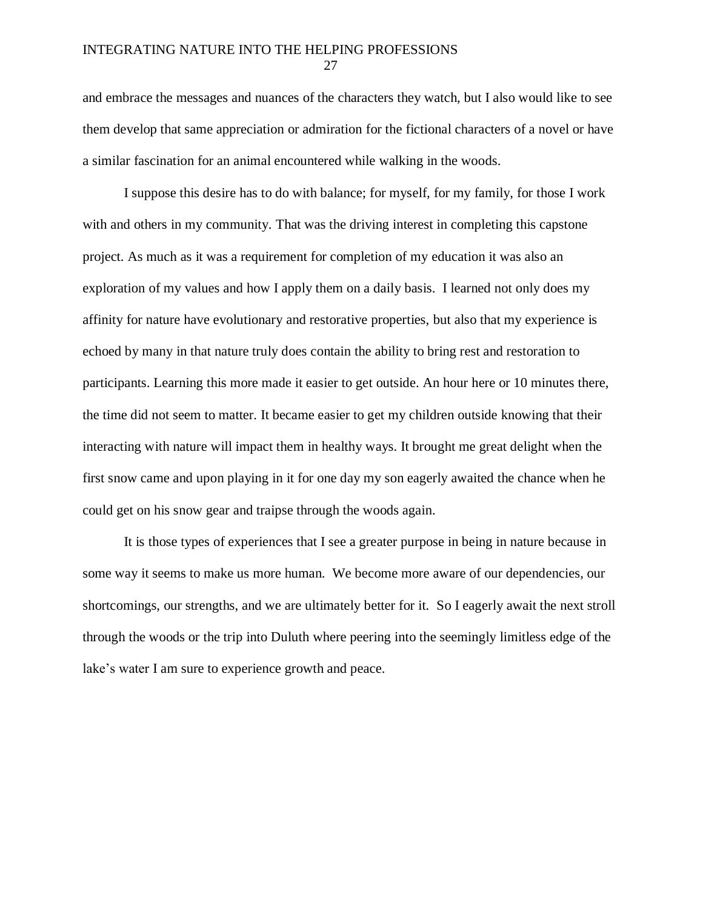and embrace the messages and nuances of the characters they watch, but I also would like to see them develop that same appreciation or admiration for the fictional characters of a novel or have a similar fascination for an animal encountered while walking in the woods.

I suppose this desire has to do with balance; for myself, for my family, for those I work with and others in my community. That was the driving interest in completing this capstone project. As much as it was a requirement for completion of my education it was also an exploration of my values and how I apply them on a daily basis. I learned not only does my affinity for nature have evolutionary and restorative properties, but also that my experience is echoed by many in that nature truly does contain the ability to bring rest and restoration to participants. Learning this more made it easier to get outside. An hour here or 10 minutes there, the time did not seem to matter. It became easier to get my children outside knowing that their interacting with nature will impact them in healthy ways. It brought me great delight when the first snow came and upon playing in it for one day my son eagerly awaited the chance when he could get on his snow gear and traipse through the woods again.

It is those types of experiences that I see a greater purpose in being in nature because in some way it seems to make us more human. We become more aware of our dependencies, our shortcomings, our strengths, and we are ultimately better for it. So I eagerly await the next stroll through the woods or the trip into Duluth where peering into the seemingly limitless edge of the lake's water I am sure to experience growth and peace.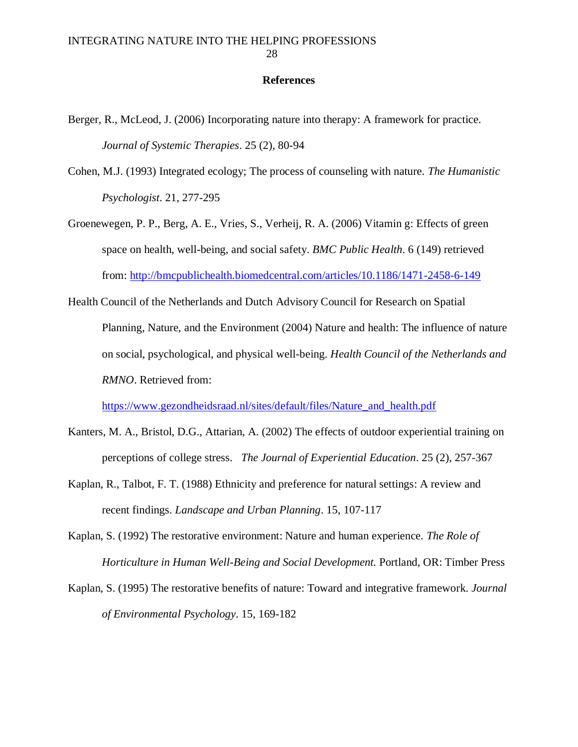## References

Berger, R., McLeod, J. (2006) Incorporating nature into therapy: A framework for practice. *Journal of Systemic Therapies*. 25 (2), 80-94

Cohen, M.J. (1993) Integrated ecology; The process of counseling with nature. *The Humanistic Psychologist*. 21, 277-295

Groenewegen, P. P., Berg, A. E., Vries, S., Verheij, R. A. (2006) Vitamin g: Effects of green space on health, well-being, and social safety. *BMC Public Health*. 6 (149) retrieved from: http://bmcpublichealth.biomedcentral.com/articles/10.1186/1471-2458-6-149

Health Council of the Netherlands and Dutch Advisory Council for Research on Spatial Planning, Nature, and the Environment (2004) Nature and health: The influence of nature on social, psychological, and physical well-being. *Health Council of the Netherlands and RMNO*. Retrieved from: https://www.gezondheidsraad.nl/sites/default/files/Nature_and_health.pdf

Kanters, M. A., Bristol, D.G., Attarian, A. (2002) The effects of outdoor experiential training on perceptions of college stress. *The Journal of Experiential Education*. 25 (2), 257-367

Kaplan, R., Talbot, F. T. (1988) Ethnicity and preference for natural settings: A review and recent findings. *Landscape and Urban Planning*. 15, 107-117

Kaplan, S. (1992) The restorative environment: Nature and human experience. *The Role of Horticulture in Human Well-Being and Social Development.* Portland, OR: Timber Press

Kaplan, S. (1995) The restorative benefits of nature: Toward and integrative framework. *Journal of Environmental Psychology*. 15, 169-182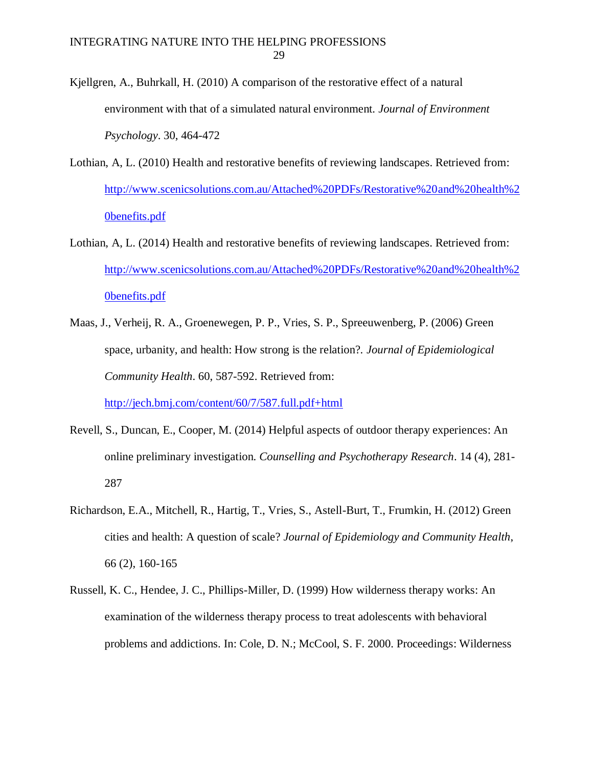Kjellgren, A., Buhrkall, H. (2010) A comparison of the restorative effect of a natural environment with that of a simulated natural environment. *Journal of Environment Psychology*. 30, 464-472

Lothian, A, L. (2010) Health and restorative benefits of reviewing landscapes. Retrieved from: http://www.scenicsolutions.com.au/Attached%20PDFs/Restorative%20and%20health%20benefits.pdf

Lothian, A, L. (2014) Health and restorative benefits of reviewing landscapes. Retrieved from: http://www.scenicsolutions.com.au/Attached%20PDFs/Restorative%20and%20health%20benefits.pdf

Maas, J., Verheij, R. A., Groenewegen, P. P., Vries, S. P., Spreeuwenberg, P. (2006) Green space, urbanity, and health: How strong is the relation?. *Journal of Epidemiological Community Health*. 60, 587-592. Retrieved from: http://jech.bmj.com/content/60/7/587.full.pdf+html

Revell, S., Duncan, E., Cooper, M. (2014) Helpful aspects of outdoor therapy experiences: An online preliminary investigation. *Counselling and Psychotherapy Research*. 14 (4), 281-287

Richardson, E.A., Mitchell, R., Hartig, T., Vries, S., Astell-Burt, T., Frumkin, H. (2012) Green cities and health: A question of scale? *Journal of Epidemiology and Community Health*, 66 (2), 160-165

Russell, K. C., Hendee, J. C., Phillips-Miller, D. (1999) How wilderness therapy works: An examination of the wilderness therapy process to treat adolescents with behavioral problems and addictions. In: Cole, D. N.; McCool, S. F. 2000. Proceedings: Wilderness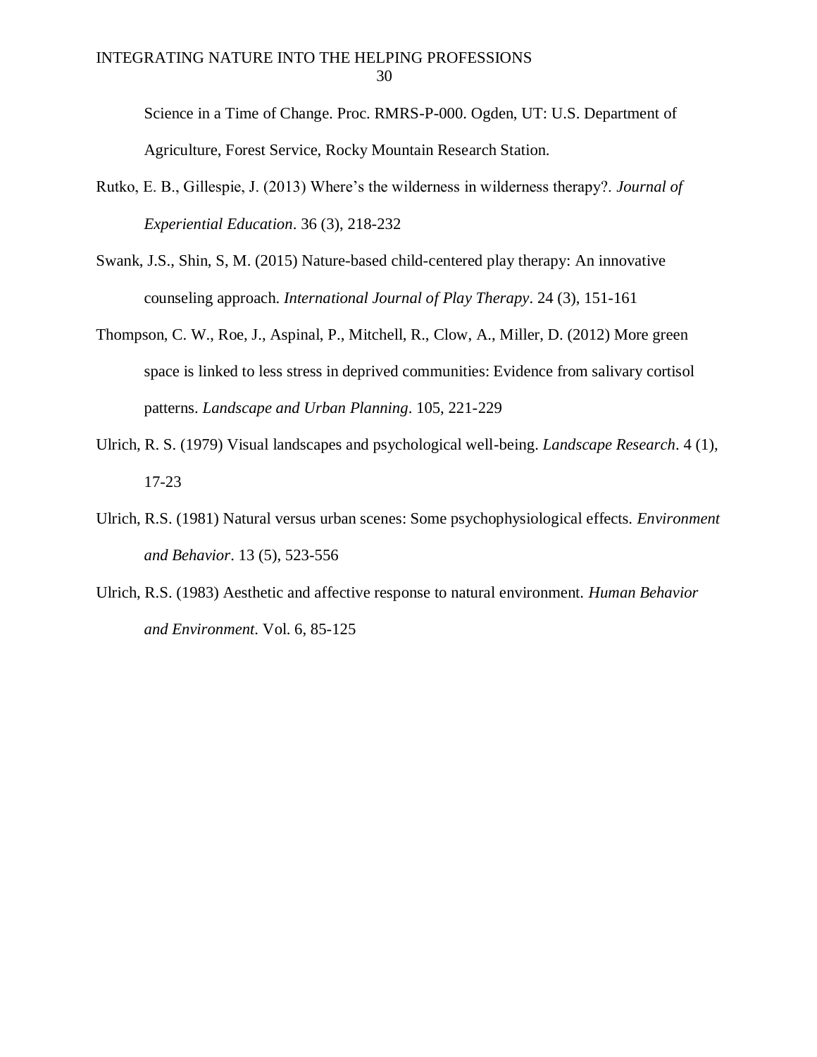Science in a Time of Change. Proc. RMRS-P-000. Ogden, UT: U.S. Department of Agriculture, Forest Service, Rocky Mountain Research Station.

Rutko, E. B., Gillespie, J. (2013) Where's the wilderness in wilderness therapy?. *Journal of Experiential Education*. 36 (3), 218-232

Swank, J.S., Shin, S, M. (2015) Nature-based child-centered play therapy: An innovative counseling approach. *International Journal of Play Therapy*. 24 (3), 151-161

Thompson, C. W., Roe, J., Aspinal, P., Mitchell, R., Clow, A., Miller, D. (2012) More green space is linked to less stress in deprived communities: Evidence from salivary cortisol patterns. *Landscape and Urban Planning*. 105, 221-229

Ulrich, R. S. (1979) Visual landscapes and psychological well-being. *Landscape Research*. 4 (1), 17-23

Ulrich, R.S. (1981) Natural versus urban scenes: Some psychophysiological effects. *Environment and Behavior*. 13 (5), 523-556

Ulrich, R.S. (1983) Aesthetic and affective response to natural environment. *Human Behavior and Environment*. Vol. 6, 85-125